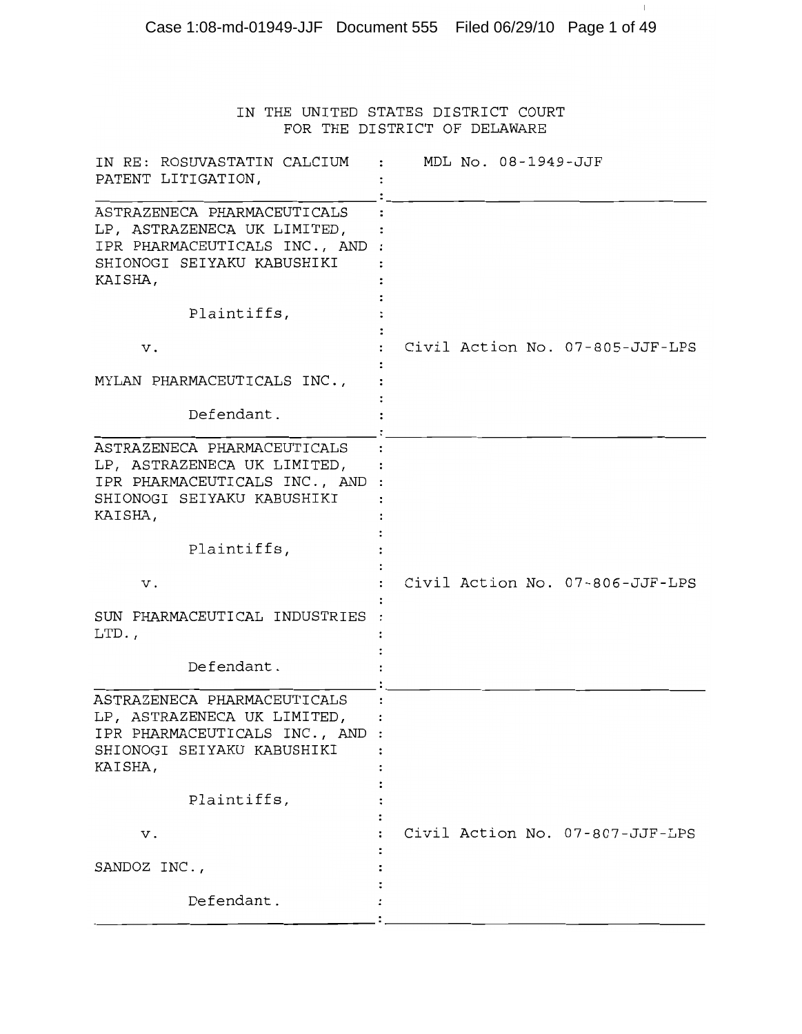IN THE UNITED STATES DISTRICT COURT
FOR THE DISTRICT OF DELAWARE

| | |
|---|---|
| IN RE: ROSUVASTATIN CALCIUM PATENT LITIGATION, | MDL No. 08-1949-JJF |
| ASTRAZENECA PHARMACEUTICALS LP, ASTRAZENECA UK LIMITED, IPR PHARMACEUTICALS INC., AND SHIONOGI SEIYAKU KABUSHIKI KAISHA,<br><br>Plaintiffs,<br><br>v.<br><br>MYLAN PHARMACEUTICALS INC.,<br><br>Defendant. | Civil Action No. 07-805-JJF-LPS |
| ASTRAZENECA PHARMACEUTICALS LP, ASTRAZENECA UK LIMITED, IPR PHARMACEUTICALS INC., AND SHIONOGI SEIYAKU KABUSHIKI KAISHA,<br><br>Plaintiffs,<br><br>v.<br><br>SUN PHARMACEUTICAL INDUSTRIES LTD.,<br><br>Defendant. | Civil Action No. 07-806-JJF-LPS |
| ASTRAZENECA PHARMACEUTICALS LP, ASTRAZENECA UK LIMITED, IPR PHARMACEUTICALS INC., AND SHIONOGI SEIYAKU KABUSHIKI KAISHA,<br><br>Plaintiffs,<br><br>v.<br><br>SANDOZ INC.,<br><br>Defendant. | Civil Action No. 07-807-JJF-LPS |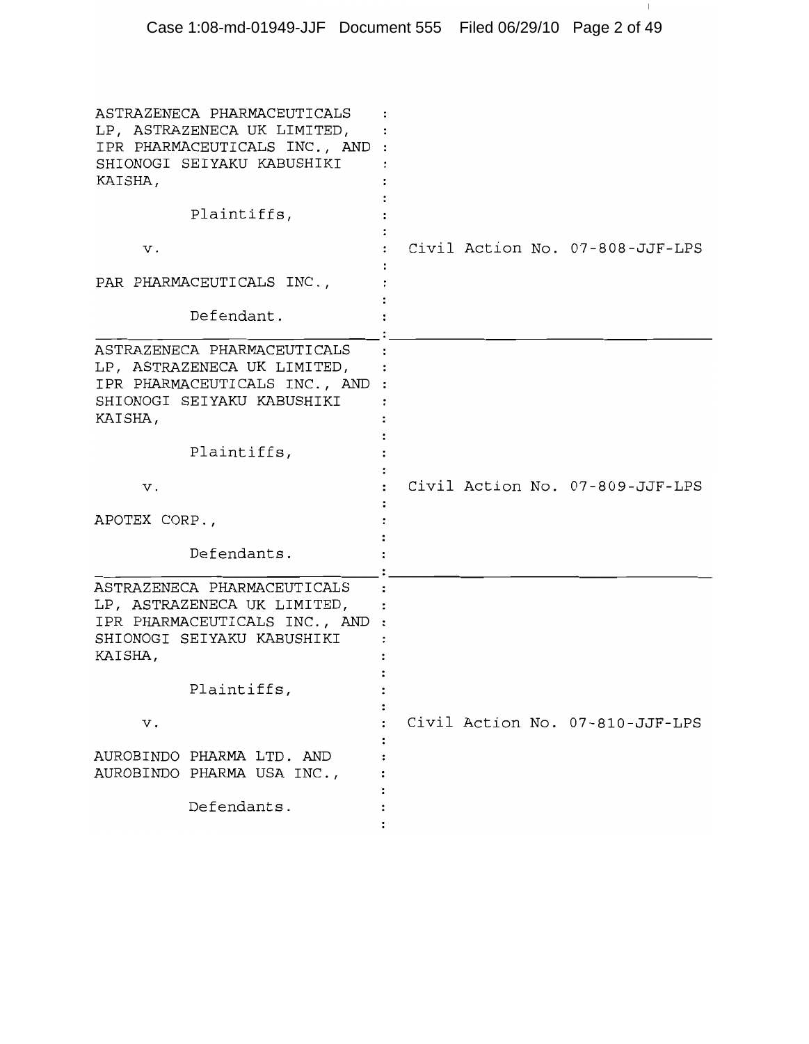ASTRAZENECA PHARMACEUTICALS LP, ASTRAZENECA UK LIMITED, IPR PHARMACEUTICALS INC., AND SHIONOGI SEIYAKU KABUSHIKI KAISHA,

Plaintiffs,

v.

PAR PHARMACEUTICALS INC.,

Defendant.

Civil Action No. 07-808-JJF-LPS

---

ASTRAZENECA PHARMACEUTICALS LP, ASTRAZENECA UK LIMITED, IPR PHARMACEUTICALS INC., AND SHIONOGI SEIYAKU KABUSHIKI KAISHA,

Plaintiffs,

v.

APOTEX CORP.,

Defendants.

Civil Action No. 07-809-JJF-LPS

---

ASTRAZENECA PHARMACEUTICALS LP, ASTRAZENECA UK LIMITED, IPR PHARMACEUTICALS INC., AND SHIONOGI SEIYAKU KABUSHIKI KAISHA,

Plaintiffs,

v.

AUROBINDO PHARMA LTD. AND AUROBINDO PHARMA USA INC.,

Defendants.

Civil Action No. 07-810-JJF-LPS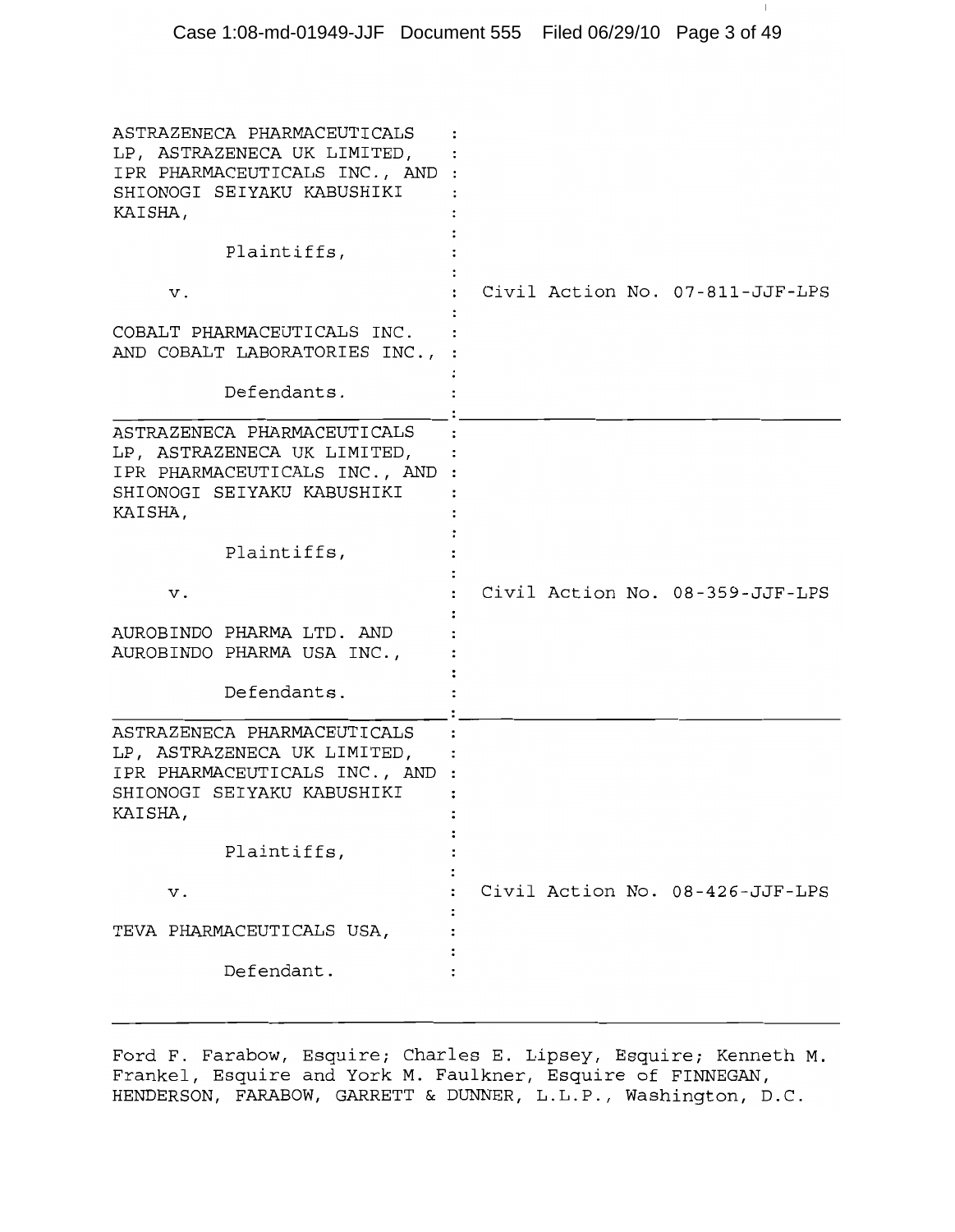ASTRAZENECA PHARMACEUTICALS LP, ASTRAZENECA UK LIMITED, IPR PHARMACEUTICALS INC., AND SHIONOGI SEIYAKU KABUSHIKI KAISHA,

Plaintiffs,

v.

COBALT PHARMACEUTICALS INC. AND COBALT LABORATORIES INC.,

Defendants.

Civil Action No. 07-811-JJF-LPS

---

ASTRAZENECA PHARMACEUTICALS LP, ASTRAZENECA UK LIMITED, IPR PHARMACEUTICALS INC., AND SHIONOGI SEIYAKU KABUSHIKI KAISHA,

Plaintiffs,

v.

AUROBINDO PHARMA LTD. AND AUROBINDO PHARMA USA INC.,

Defendants.

Civil Action No. 08-359-JJF-LPS

---

ASTRAZENECA PHARMACEUTICALS LP, ASTRAZENECA UK LIMITED, IPR PHARMACEUTICALS INC., AND SHIONOGI SEIYAKU KABUSHIKI KAISHA,

Plaintiffs,

v.

TEVA PHARMACEUTICALS USA,

Defendant.

Civil Action No. 08-426-JJF-LPS

---

Ford F. Farabow, Esquire; Charles E. Lipsey, Esquire; Kenneth M. Frankel, Esquire and York M. Faulkner, Esquire of FINNEGAN, HENDERSON, FARABOW, GARRETT & DUNNER, L.L.P., Washington, D.C.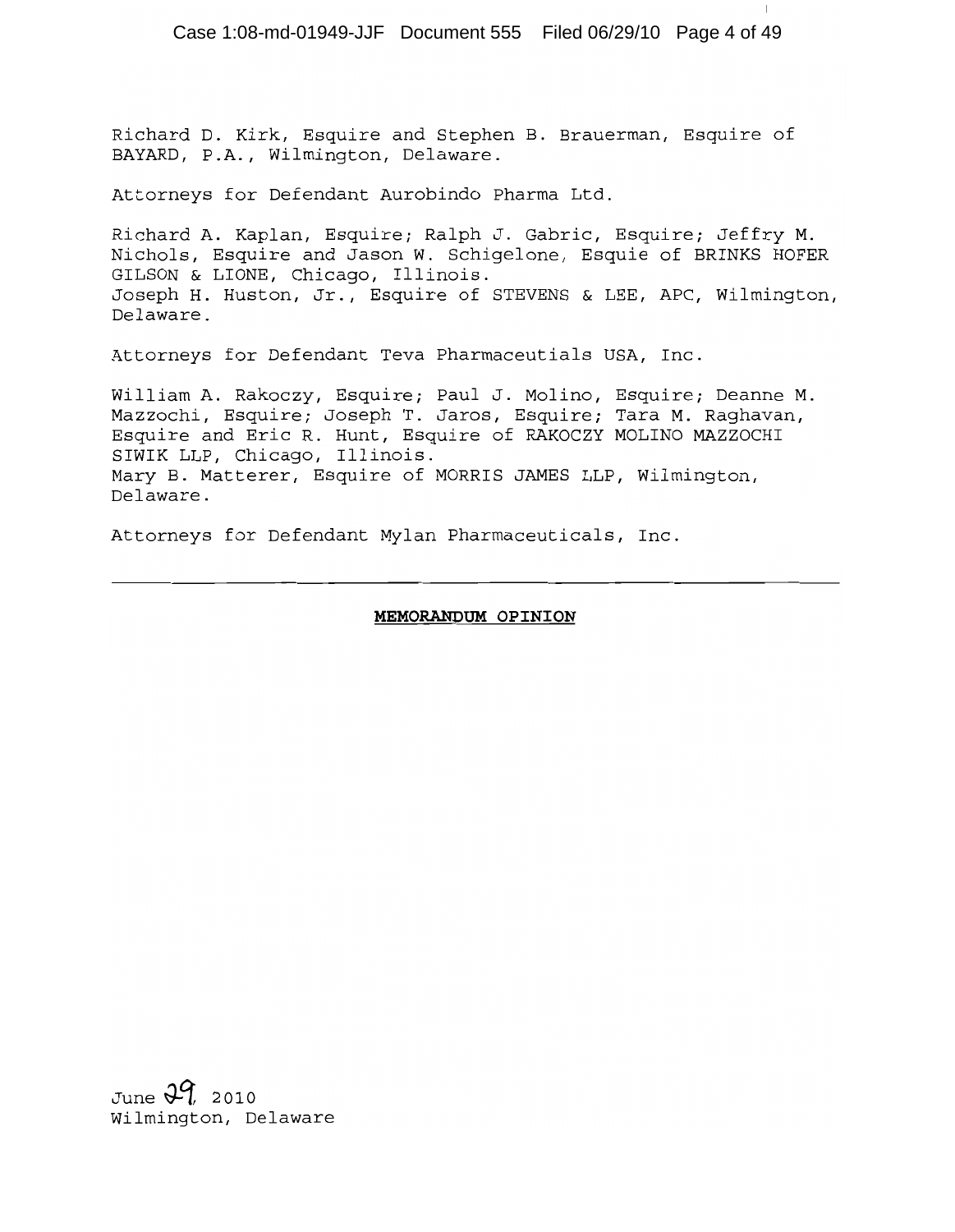Richard D. Kirk, Esquire and Stephen B. Brauerman, Esquire of BAYARD, P.A., Wilmington, Delaware.

Attorneys for Defendant Aurobindo Pharma Ltd.

Richard A. Kaplan, Esquire; Ralph J. Gabric, Esquire; Jeffry M. Nichols, Esquire and Jason W. Schigelone, Esquie of BRINKS HOFER GILSON & LIONE, Chicago, Illinois.
Joseph H. Huston, Jr., Esquire of STEVENS & LEE, APC, Wilmington, Delaware.

Attorneys for Defendant Teva Pharmaceutials USA, Inc.

William A. Rakoczy, Esquire; Paul J. Molino, Esquire; Deanne M. Mazzochi, Esquire; Joseph T. Jaros, Esquire; Tara M. Raghavan, Esquire and Eric R. Hunt, Esquire of RAKOCZY MOLINO MAZZOCHI SIWIK LLP, Chicago, Illinois.
Mary B. Matterer, Esquire of MORRIS JAMES LLP, Wilmington, Delaware.

Attorneys for Defendant Mylan Pharmaceuticals, Inc.

---

**MEMORANDUM OPINION**

June 29, 2010
Wilmington, Delaware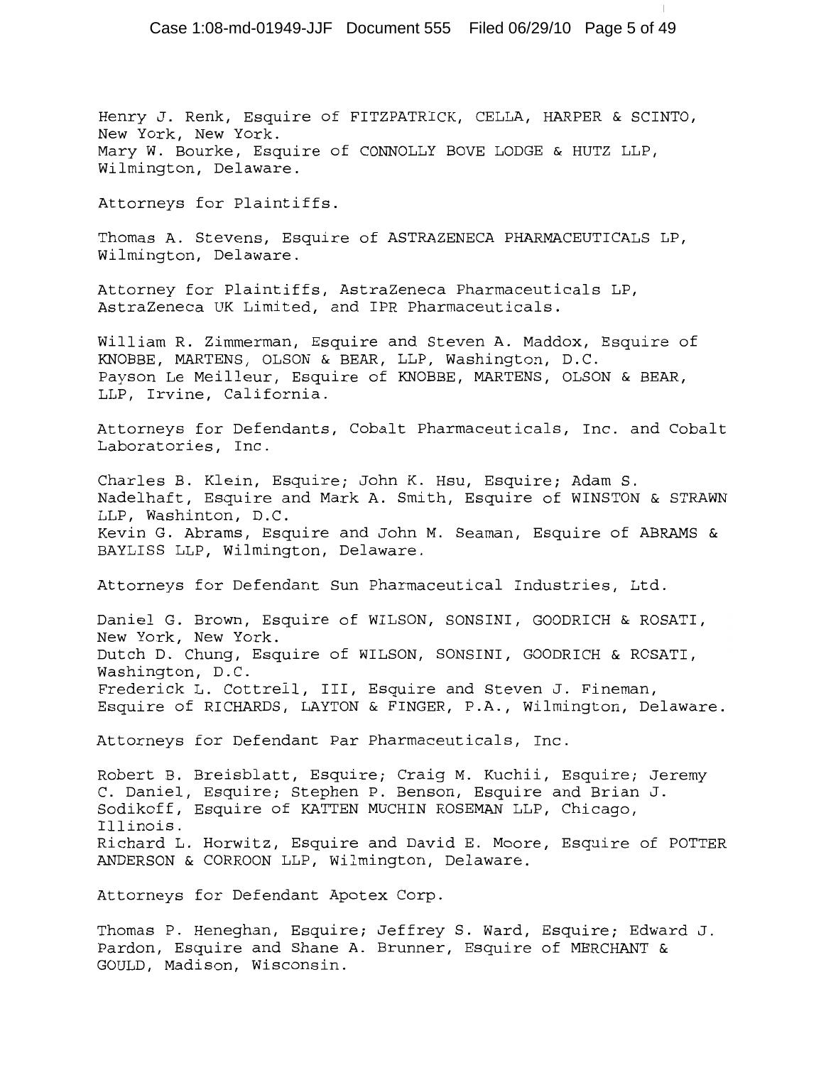Henry J. Renk, Esquire of FITZPATRICK, CELLA, HARPER & SCINTO, New York, New York.
Mary W. Bourke, Esquire of CONNOLLY BOVE LODGE & HUTZ LLP, Wilmington, Delaware.

Attorneys for Plaintiffs.

Thomas A. Stevens, Esquire of ASTRAZENECA PHARMACEUTICALS LP, Wilmington, Delaware.

Attorney for Plaintiffs, AstraZeneca Pharmaceuticals LP, AstraZeneca UK Limited, and IPR Pharmaceuticals.

William R. Zimmerman, Esquire and Steven A. Maddox, Esquire of KNOBBE, MARTENS, OLSON & BEAR, LLP, Washington, D.C.
Payson Le Meilleur, Esquire of KNOBBE, MARTENS, OLSON & BEAR, LLP, Irvine, California.

Attorneys for Defendants, Cobalt Pharmaceuticals, Inc. and Cobalt Laboratories, Inc.

Charles B. Klein, Esquire; John K. Hsu, Esquire; Adam S. Nadelhaft, Esquire and Mark A. Smith, Esquire of WINSTON & STRAWN LLP, Washinton, D.C.
Kevin G. Abrams, Esquire and John M. Seaman, Esquire of ABRAMS & BAYLISS LLP, Wilmington, Delaware.

Attorneys for Defendant Sun Pharmaceutical Industries, Ltd.

Daniel G. Brown, Esquire of WILSON, SONSINI, GOODRICH & ROSATI, New York, New York.
Dutch D. Chung, Esquire of WILSON, SONSINI, GOODRICH & ROSATI, Washington, D.C.
Frederick L. Cottrell, III, Esquire and Steven J. Fineman, Esquire of RICHARDS, LAYTON & FINGER, P.A., Wilmington, Delaware.

Attorneys for Defendant Par Pharmaceuticals, Inc.

Robert B. Breisblatt, Esquire; Craig M. Kuchii, Esquire; Jeremy C. Daniel, Esquire; Stephen P. Benson, Esquire and Brian J. Sodikoff, Esquire of KATTEN MUCHIN ROSEMAN LLP, Chicago, Illinois.
Richard L. Horwitz, Esquire and David E. Moore, Esquire of POTTER ANDERSON & CORROON LLP, Wilmington, Delaware.

Attorneys for Defendant Apotex Corp.

Thomas P. Heneghan, Esquire; Jeffrey S. Ward, Esquire; Edward J. Pardon, Esquire and Shane A. Brunner, Esquire of MERCHANT & GOULD, Madison, Wisconsin.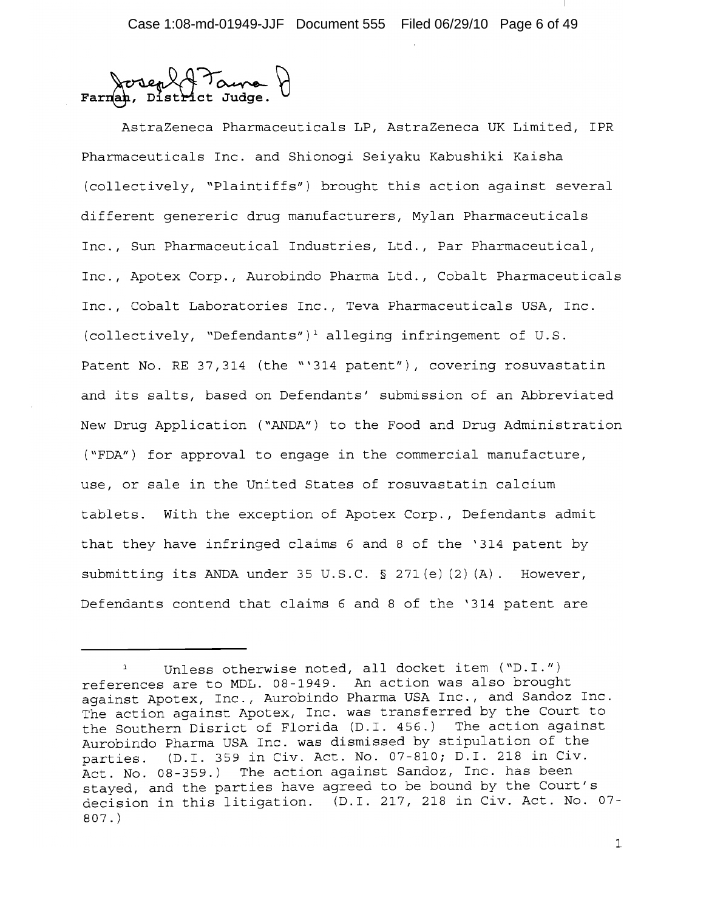Farnan, District Judge.

AstraZeneca Pharmaceuticals LP, AstraZeneca UK Limited, IPR Pharmaceuticals Inc. and Shionogi Seiyaku Kabushiki Kaisha (collectively, "Plaintiffs") brought this action against several different genereric drug manufacturers, Mylan Pharmaceuticals Inc., Sun Pharmaceutical Industries, Ltd., Par Pharmaceutical, Inc., Apotex Corp., Aurobindo Pharma Ltd., Cobalt Pharmaceuticals Inc., Cobalt Laboratories Inc., Teva Pharmaceuticals USA, Inc. (collectively, "Defendants")[1] alleging infringement of U.S. Patent No. RE 37,314 (the "'314 patent"), covering rosuvastatin and its salts, based on Defendants' submission of an Abbreviated New Drug Application ("ANDA") to the Food and Drug Administration ("FDA") for approval to engage in the commercial manufacture, use, or sale in the United States of rosuvastatin calcium tablets. With the exception of Apotex Corp., Defendants admit that they have infringed claims 6 and 8 of the '314 patent by submitting its ANDA under 35 U.S.C. § 271(e)(2)(A). However, Defendants contend that claims 6 and 8 of the '314 patent are

[1] Unless otherwise noted, all docket item ("D.I.") references are to MDL. 08-1949. An action was also brought against Apotex, Inc., Aurobindo Pharma USA Inc., and Sandoz Inc. The action against Apotex, Inc. was transferred by the Court to the Southern Disrict of Florida (D.I. 456.) The action against Aurobindo Pharma USA Inc. was dismissed by stipulation of the parties. (D.I. 359 in Civ. Act. No. 07-810; D.I. 218 in Civ. Act. No. 08-359.) The action against Sandoz, Inc. has been stayed, and the parties have agreed to be bound by the Court's decision in this litigation. (D.I. 217, 218 in Civ. Act. No. 07-807.)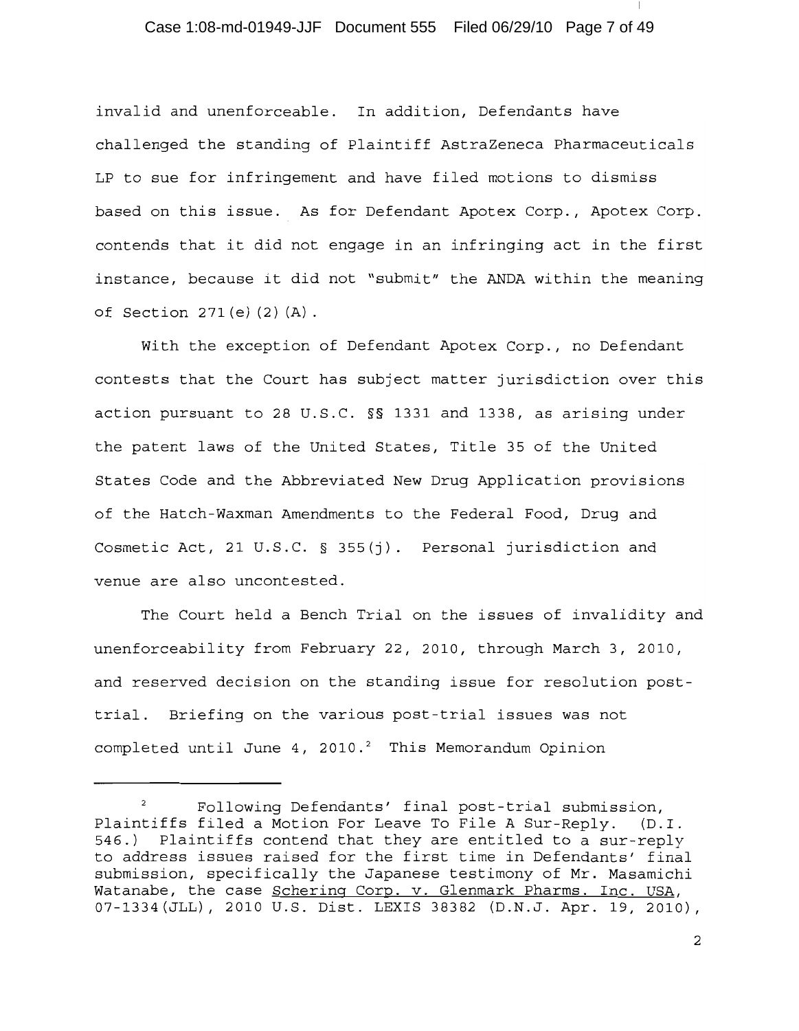invalid and unenforceable. In addition, Defendants have challenged the standing of Plaintiff AstraZeneca Pharmaceuticals LP to sue for infringement and have filed motions to dismiss based on this issue. As for Defendant Apotex Corp., Apotex Corp. contends that it did not engage in an infringing act in the first instance, because it did not "submit" the ANDA within the meaning of Section 271(e)(2)(A).

With the exception of Defendant Apotex Corp., no Defendant contests that the Court has subject matter jurisdiction over this action pursuant to 28 U.S.C. §§ 1331 and 1338, as arising under the patent laws of the United States, Title 35 of the United States Code and the Abbreviated New Drug Application provisions of the Hatch-Waxman Amendments to the Federal Food, Drug and Cosmetic Act, 21 U.S.C. § 355(j). Personal jurisdiction and venue are also uncontested.

The Court held a Bench Trial on the issues of invalidity and unenforceability from February 22, 2010, through March 3, 2010, and reserved decision on the standing issue for resolution post-trial. Briefing on the various post-trial issues was not completed until June 4, 2010.[2] This Memorandum Opinion

---

[2] Following Defendants' final post-trial submission, Plaintiffs filed a Motion For Leave To File A Sur-Reply. (D.I. 546.) Plaintiffs contend that they are entitled to a sur-reply to address issues raised for the first time in Defendants' final submission, specifically the Japanese testimony of Mr. Masamichi Watanabe, the case Schering Corp. v. Glenmark Pharms. Inc. USA, 07-1334(JLL), 2010 U.S. Dist. LEXIS 38382 (D.N.J. Apr. 19, 2010),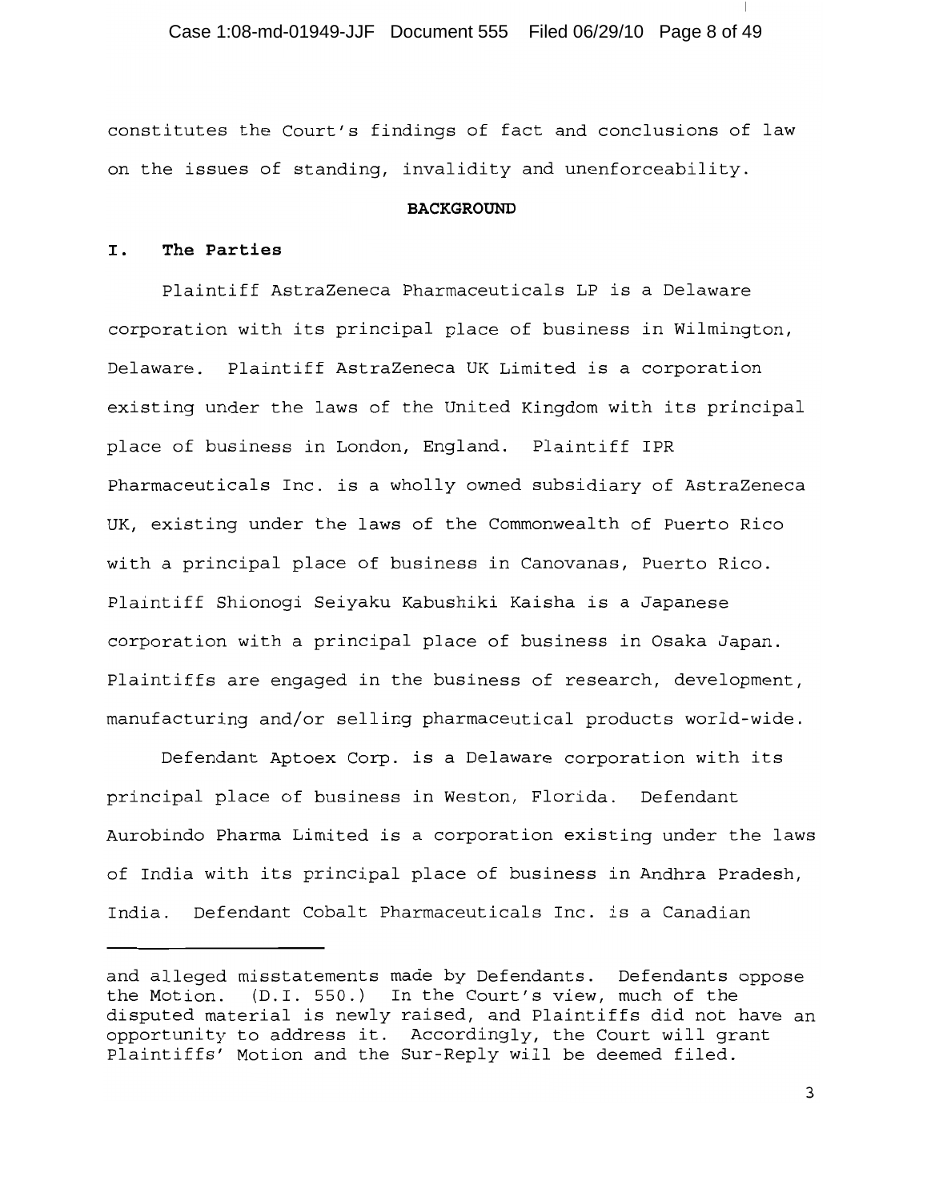constitutes the Court's findings of fact and conclusions of law on the issues of standing, invalidity and unenforceability.

## BACKGROUND

### I. The Parties

Plaintiff AstraZeneca Pharmaceuticals LP is a Delaware corporation with its principal place of business in Wilmington, Delaware. Plaintiff AstraZeneca UK Limited is a corporation existing under the laws of the United Kingdom with its principal place of business in London, England. Plaintiff IPR Pharmaceuticals Inc. is a wholly owned subsidiary of AstraZeneca UK, existing under the laws of the Commonwealth of Puerto Rico with a principal place of business in Canovanas, Puerto Rico. Plaintiff Shionogi Seiyaku Kabushiki Kaisha is a Japanese corporation with a principal place of business in Osaka Japan. Plaintiffs are engaged in the business of research, development, manufacturing and/or selling pharmaceutical products world-wide.

Defendant Aptoex Corp. is a Delaware corporation with its principal place of business in Weston, Florida. Defendant Aurobindo Pharma Limited is a corporation existing under the laws of India with its principal place of business in Andhra Pradesh, India. Defendant Cobalt Pharmaceuticals Inc. is a Canadian

---

and alleged misstatements made by Defendants. Defendants oppose the Motion. (D.I. 550.) In the Court's view, much of the disputed material is newly raised, and Plaintiffs did not have an opportunity to address it. Accordingly, the Court will grant Plaintiffs' Motion and the Sur-Reply will be deemed filed.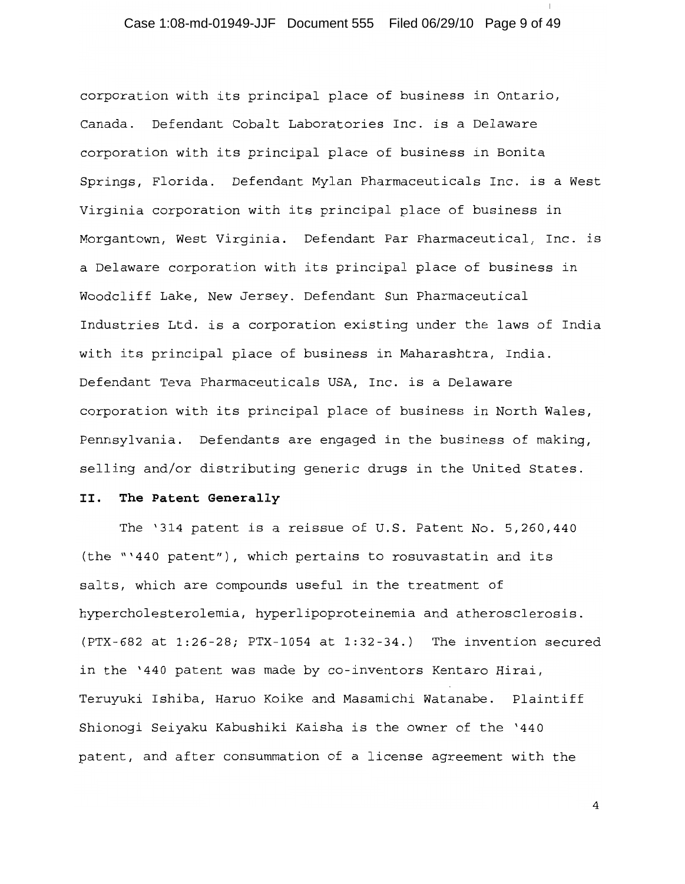corporation with its principal place of business in Ontario, Canada. Defendant Cobalt Laboratories Inc. is a Delaware corporation with its principal place of business in Bonita Springs, Florida. Defendant Mylan Pharmaceuticals Inc. is a West Virginia corporation with its principal place of business in Morgantown, West Virginia. Defendant Par Pharmaceutical, Inc. is a Delaware corporation with its principal place of business in Woodcliff Lake, New Jersey. Defendant Sun Pharmaceutical Industries Ltd. is a corporation existing under the laws of India with its principal place of business in Maharashtra, India. Defendant Teva Pharmaceuticals USA, Inc. is a Delaware corporation with its principal place of business in North Wales, Pennsylvania. Defendants are engaged in the business of making, selling and/or distributing generic drugs in the United States.

**II. The Patent Generally**

The '314 patent is a reissue of U.S. Patent No. 5,260,440 (the "'440 patent"), which pertains to rosuvastatin and its salts, which are compounds useful in the treatment of hypercholesterolemia, hyperlipoproteinemia and atherosclerosis. (PTX-682 at 1:26-28; PTX-1054 at 1:32-34.) The invention secured in the '440 patent was made by co-inventors Kentaro Hirai, Teruyuki Ishiba, Haruo Koike and Masamichi Watanabe. Plaintiff Shionogi Seiyaku Kabushiki Kaisha is the owner of the '440 patent, and after consummation of a license agreement with the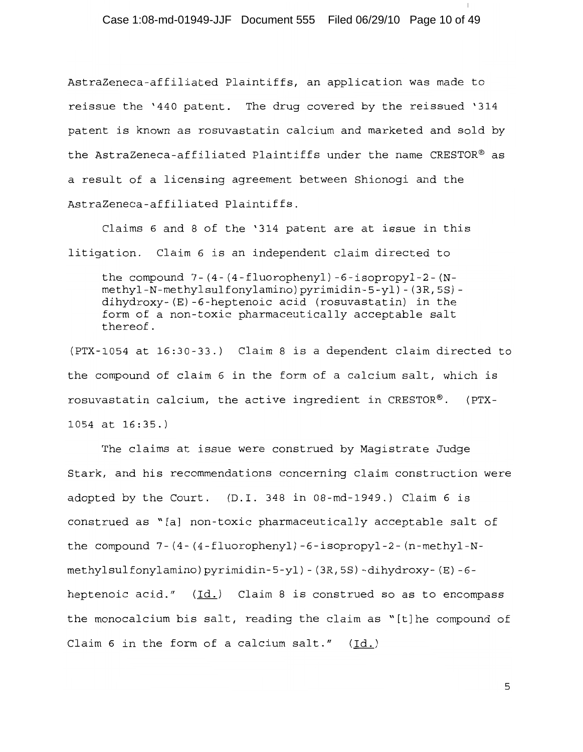AstraZeneca-affiliated Plaintiffs, an application was made to reissue the '440 patent. The drug covered by the reissued '314 patent is known as rosuvastatin calcium and marketed and sold by the AstraZeneca-affiliated Plaintiffs under the name CRESTOR® as a result of a licensing agreement between Shionogi and the AstraZeneca-affiliated Plaintiffs.

Claims 6 and 8 of the '314 patent are at issue in this litigation. Claim 6 is an independent claim directed to

> the compound 7-(4-(4-fluorophenyl)-6-isopropyl-2-(N-methyl-N-methylsulfonylamino)pyrimidin-5-yl)-(3R,5S)-dihydroxy-(E)-6-heptenoic acid (rosuvastatin) in the form of a non-toxic pharmaceutically acceptable salt thereof.

(PTX-1054 at 16:30-33.) Claim 8 is a dependent claim directed to the compound of claim 6 in the form of a calcium salt, which is rosuvastatin calcium, the active ingredient in CRESTOR®. (PTX-1054 at 16:35.)

The claims at issue were construed by Magistrate Judge Stark, and his recommendations concerning claim construction were adopted by the Court. (D.I. 348 in 08-md-1949.) Claim 6 is construed as "[a] non-toxic pharmaceutically acceptable salt of the compound 7-(4-(4-fluorophenyl)-6-isopropyl-2-(n-methyl-N-methylsulfonylamino)pyrimidin-5-yl)-(3R,5S)-dihydroxy-(E)-6-heptenoic acid." (Id.) Claim 8 is construed so as to encompass the monocalcium bis salt, reading the claim as "[t]he compound of Claim 6 in the form of a calcium salt." (Id.)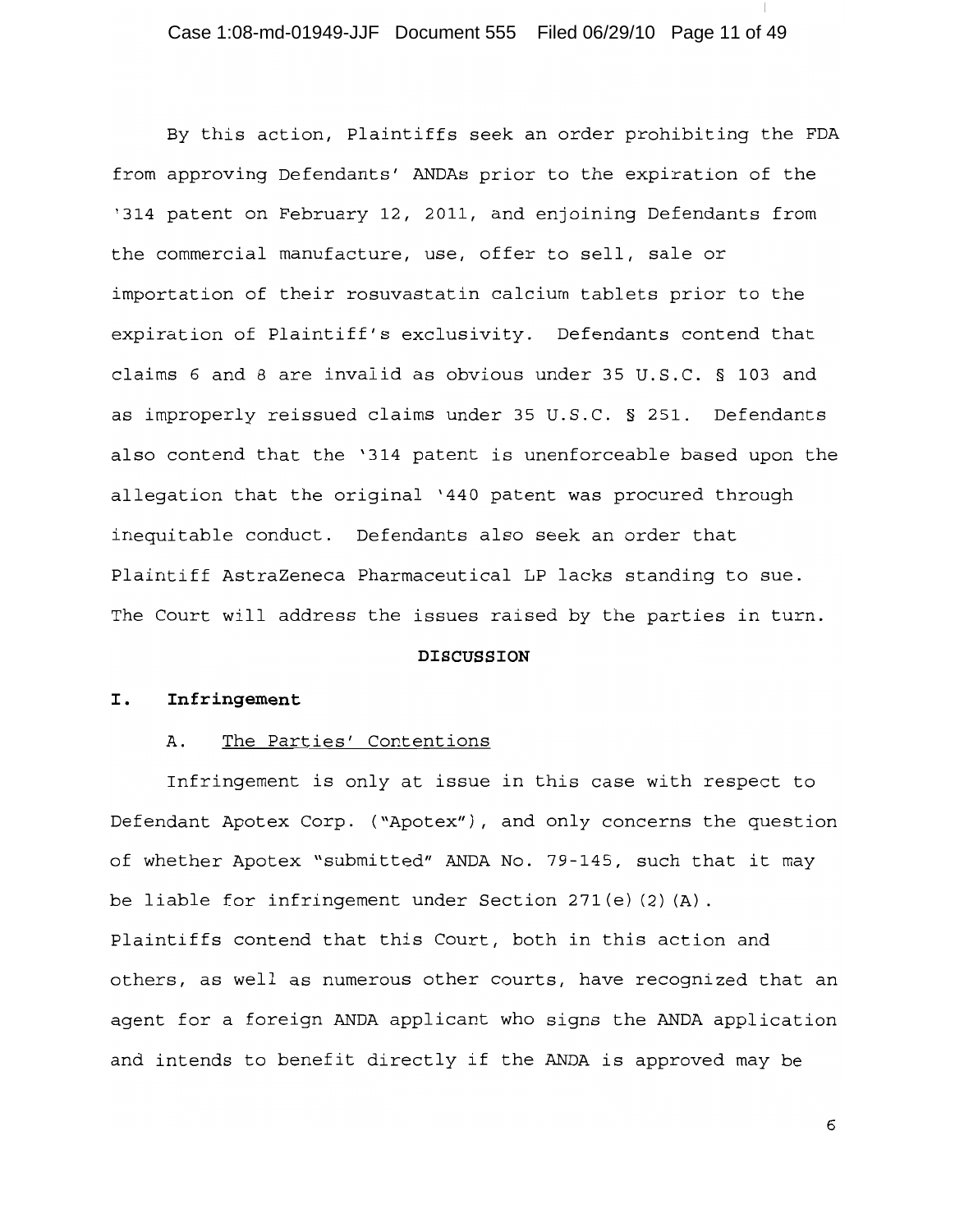By this action, Plaintiffs seek an order prohibiting the FDA from approving Defendants' ANDAs prior to the expiration of the '314 patent on February 12, 2011, and enjoining Defendants from the commercial manufacture, use, offer to sell, sale or importation of their rosuvastatin calcium tablets prior to the expiration of Plaintiff's exclusivity. Defendants contend that claims 6 and 8 are invalid as obvious under 35 U.S.C. § 103 and as improperly reissued claims under 35 U.S.C. § 251. Defendants also contend that the '314 patent is unenforceable based upon the allegation that the original '440 patent was procured through inequitable conduct. Defendants also seek an order that Plaintiff AstraZeneca Pharmaceutical LP lacks standing to sue. The Court will address the issues raised by the parties in turn.

## DISCUSSION

### I. Infringement

#### A. The Parties' Contentions

Infringement is only at issue in this case with respect to Defendant Apotex Corp. ("Apotex"), and only concerns the question of whether Apotex "submitted" ANDA No. 79-145, such that it may be liable for infringement under Section 271(e)(2)(A). Plaintiffs contend that this Court, both in this action and others, as well as numerous other courts, have recognized that an agent for a foreign ANDA applicant who signs the ANDA application and intends to benefit directly if the ANDA is approved may be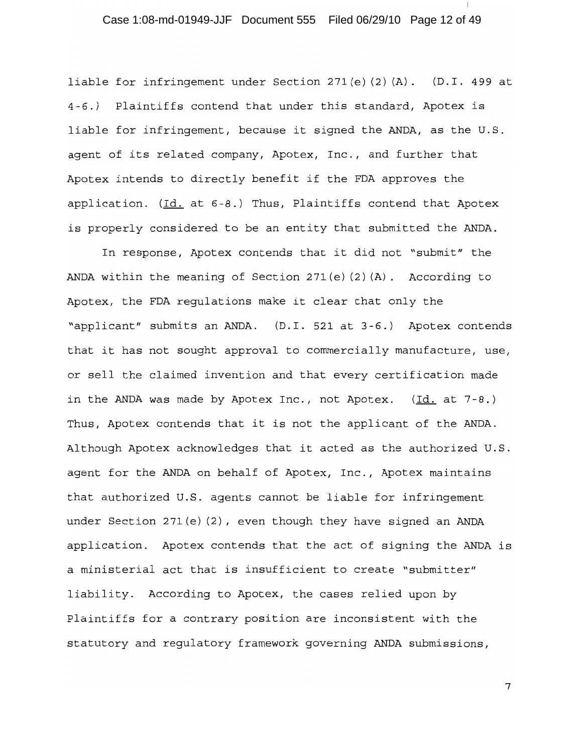liable for infringement under Section 271(e)(2)(A). (D.I. 499 at 4-6.) Plaintiffs contend that under this standard, Apotex is liable for infringement, because it signed the ANDA, as the U.S. agent of its related company, Apotex, Inc., and further that Apotex intends to directly benefit if the FDA approves the application. (Id. at 6-8.) Thus, Plaintiffs contend that Apotex is properly considered to be an entity that submitted the ANDA.

In response, Apotex contends that it did not "submit" the ANDA within the meaning of Section 271(e)(2)(A). According to Apotex, the FDA regulations make it clear that only the "applicant" submits an ANDA. (D.I. 521 at 3-6.) Apotex contends that it has not sought approval to commercially manufacture, use, or sell the claimed invention and that every certification made in the ANDA was made by Apotex Inc., not Apotex. (Id. at 7-8.) Thus, Apotex contends that it is not the applicant of the ANDA. Although Apotex acknowledges that it acted as the authorized U.S. agent for the ANDA on behalf of Apotex, Inc., Apotex maintains that authorized U.S. agents cannot be liable for infringement under Section 271(e)(2), even though they have signed an ANDA application. Apotex contends that the act of signing the ANDA is a ministerial act that is insufficient to create "submitter" liability. According to Apotex, the cases relied upon by Plaintiffs for a contrary position are inconsistent with the statutory and regulatory framework governing ANDA submissions,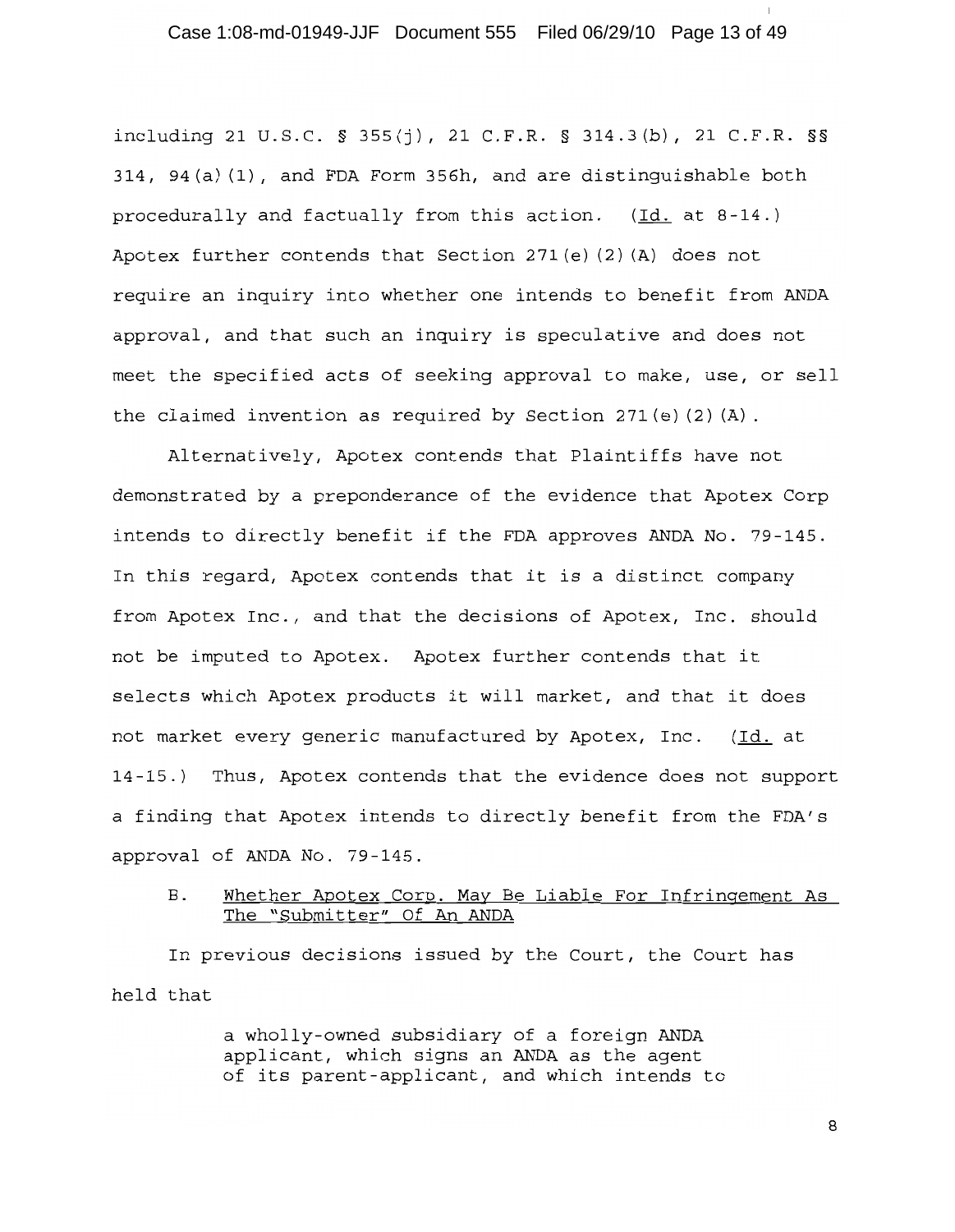including 21 U.S.C. § 355(j), 21 C.F.R. § 314.3(b), 21 C.F.R. §§ 314, 94(a)(1), and FDA Form 356h, and are distinguishable both procedurally and factually from this action. (Id. at 8-14.) Apotex further contends that Section 271(e)(2)(A) does not require an inquiry into whether one intends to benefit from ANDA approval, and that such an inquiry is speculative and does not meet the specified acts of seeking approval to make, use, or sell the claimed invention as required by Section 271(e)(2)(A).

Alternatively, Apotex contends that Plaintiffs have not demonstrated by a preponderance of the evidence that Apotex Corp intends to directly benefit if the FDA approves ANDA No. 79-145. In this regard, Apotex contends that it is a distinct company from Apotex Inc., and that the decisions of Apotex, Inc. should not be imputed to Apotex. Apotex further contends that it selects which Apotex products it will market, and that it does not market every generic manufactured by Apotex, Inc. (Id. at 14-15.) Thus, Apotex contends that the evidence does not support a finding that Apotex intends to directly benefit from the FDA's approval of ANDA No. 79-145.

### B. Whether Apotex Corp. May Be Liable For Infringement As The "Submitter" Of An ANDA

In previous decisions issued by the Court, the Court has held that

> a wholly-owned subsidiary of a foreign ANDA applicant, which signs an ANDA as the agent of its parent-applicant, and which intends to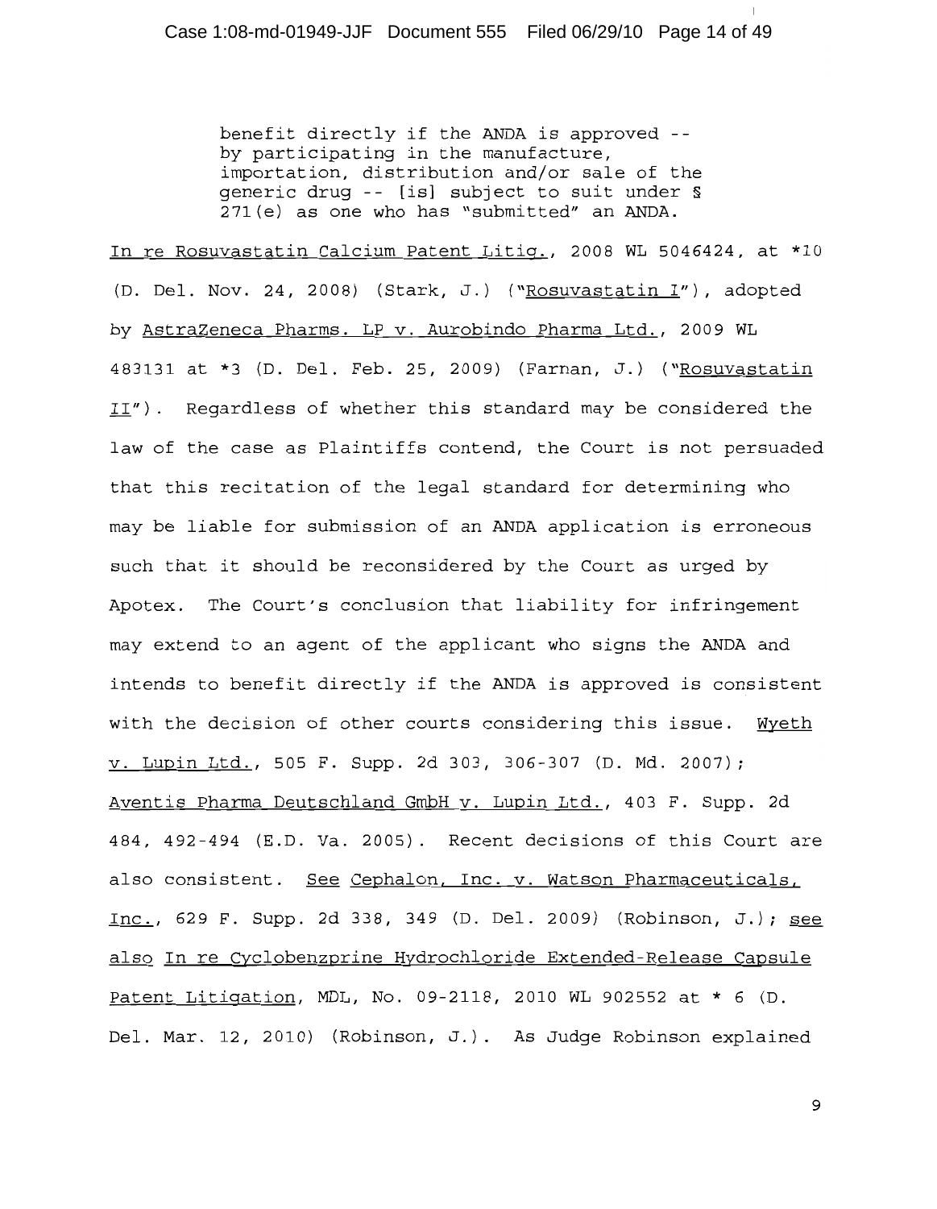> benefit directly if the ANDA is approved -- by participating in the manufacture, importation, distribution and/or sale of the generic drug -- [is] subject to suit under § 271(e) as one who has "submitted" an ANDA.

In re Rosuvastatin Calcium Patent Litig., 2008 WL 5046424, at *10 (D. Del. Nov. 24, 2008) (Stark, J.) ("Rosuvastatin I"), adopted by AstraZeneca Pharms. LP v. Aurobindo Pharma Ltd., 2009 WL 483131 at *3 (D. Del. Feb. 25, 2009) (Farnan, J.) ("Rosuvastatin II"). Regardless of whether this standard may be considered the law of the case as Plaintiffs contend, the Court is not persuaded that this recitation of the legal standard for determining who may be liable for submission of an ANDA application is erroneous such that it should be reconsidered by the Court as urged by Apotex. The Court's conclusion that liability for infringement may extend to an agent of the applicant who signs the ANDA and intends to benefit directly if the ANDA is approved is consistent with the decision of other courts considering this issue. Wyeth v. Lupin Ltd., 505 F. Supp. 2d 303, 306-307 (D. Md. 2007); Aventis Pharma Deutschland GmbH v. Lupin Ltd., 403 F. Supp. 2d 484, 492-494 (E.D. Va. 2005). Recent decisions of this Court are also consistent. See Cephalon, Inc. v. Watson Pharmaceuticals, Inc., 629 F. Supp. 2d 338, 349 (D. Del. 2009) (Robinson, J.); see also In re Cyclobenzprine Hydrochloride Extended-Release Capsule Patent Litigation, MDL, No. 09-2118, 2010 WL 902552 at * 6 (D. Del. Mar. 12, 2010) (Robinson, J.). As Judge Robinson explained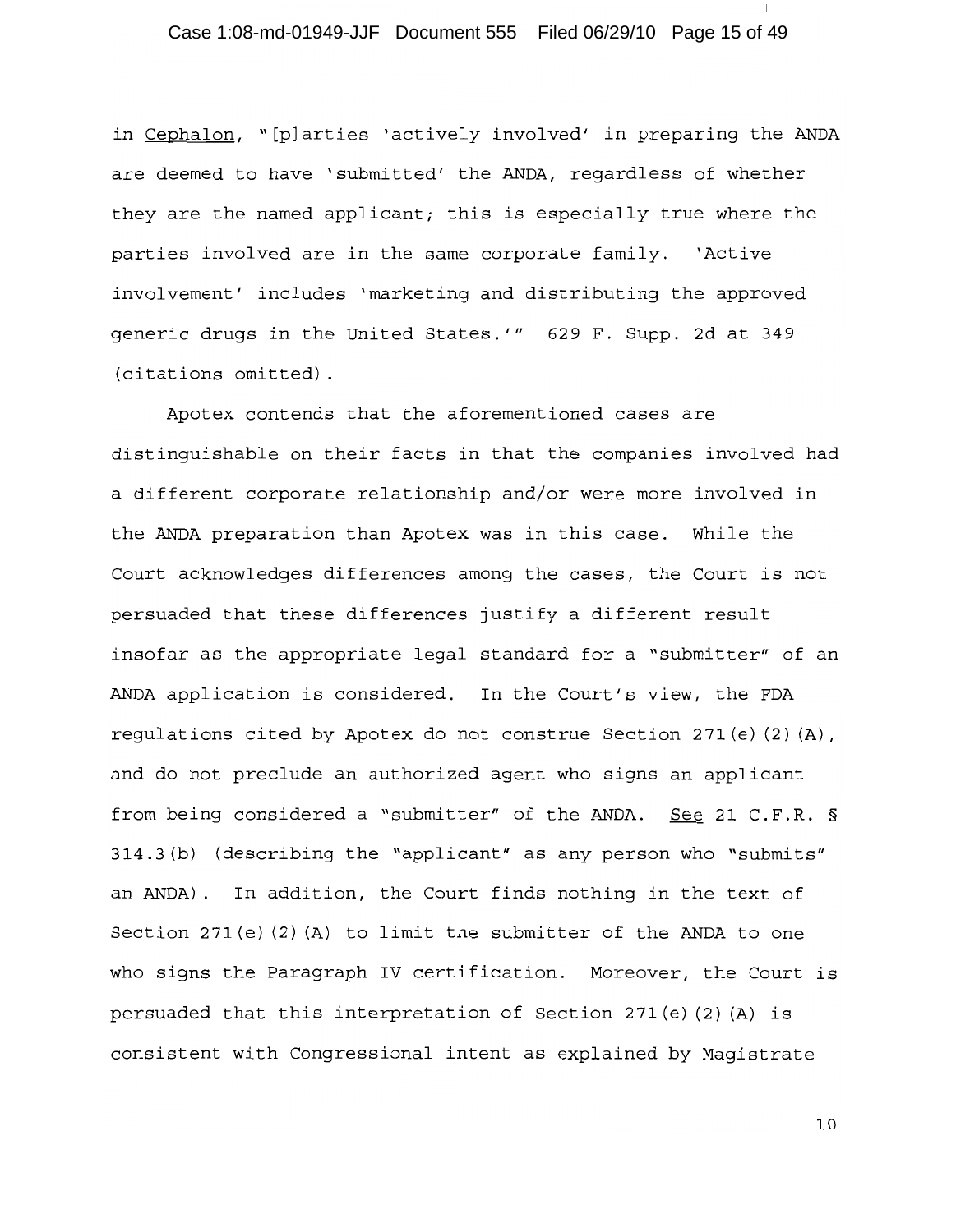in Cephalon, "[p]arties 'actively involved' in preparing the ANDA are deemed to have 'submitted' the ANDA, regardless of whether they are the named applicant; this is especially true where the parties involved are in the same corporate family. 'Active involvement' includes 'marketing and distributing the approved generic drugs in the United States.'" 629 F. Supp. 2d at 349 (citations omitted).

Apotex contends that the aforementioned cases are distinguishable on their facts in that the companies involved had a different corporate relationship and/or were more involved in the ANDA preparation than Apotex was in this case. While the Court acknowledges differences among the cases, the Court is not persuaded that these differences justify a different result insofar as the appropriate legal standard for a "submitter" of an ANDA application is considered. In the Court's view, the FDA regulations cited by Apotex do not construe Section 271(e)(2)(A), and do not preclude an authorized agent who signs an applicant from being considered a "submitter" of the ANDA. See 21 C.F.R. § 314.3(b) (describing the "applicant" as any person who "submits" an ANDA). In addition, the Court finds nothing in the text of Section 271(e)(2)(A) to limit the submitter of the ANDA to one who signs the Paragraph IV certification. Moreover, the Court is persuaded that this interpretation of Section 271(e)(2)(A) is consistent with Congressional intent as explained by Magistrate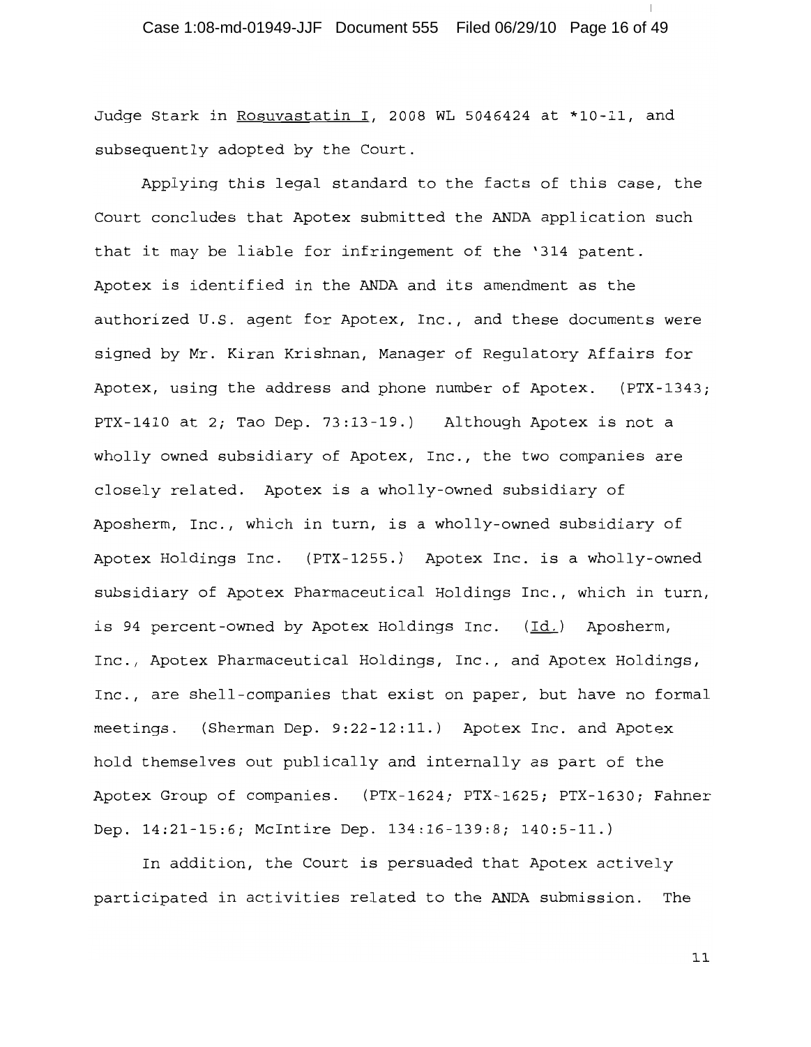Judge Stark in Rosuvastatin I, 2008 WL 5046424 at *10-11, and subsequently adopted by the Court.

Applying this legal standard to the facts of this case, the Court concludes that Apotex submitted the ANDA application such that it may be liable for infringement of the '314 patent. Apotex is identified in the ANDA and its amendment as the authorized U.S. agent for Apotex, Inc., and these documents were signed by Mr. Kiran Krishnan, Manager of Regulatory Affairs for Apotex, using the address and phone number of Apotex. (PTX-1343; PTX-1410 at 2; Tao Dep. 73:13-19.) Although Apotex is not a wholly owned subsidiary of Apotex, Inc., the two companies are closely related. Apotex is a wholly-owned subsidiary of Aposherm, Inc., which in turn, is a wholly-owned subsidiary of Apotex Holdings Inc. (PTX-1255.) Apotex Inc. is a wholly-owned subsidiary of Apotex Pharmaceutical Holdings Inc., which in turn, is 94 percent-owned by Apotex Holdings Inc. (Id.) Aposherm, Inc., Apotex Pharmaceutical Holdings, Inc., and Apotex Holdings, Inc., are shell-companies that exist on paper, but have no formal meetings. (Sherman Dep. 9:22-12:11.) Apotex Inc. and Apotex hold themselves out publically and internally as part of the Apotex Group of companies. (PTX-1624; PTX-1625; PTX-1630; Fahner Dep. 14:21-15:6; McIntire Dep. 134:16-139:8; 140:5-11.)

In addition, the Court is persuaded that Apotex actively participated in activities related to the ANDA submission. The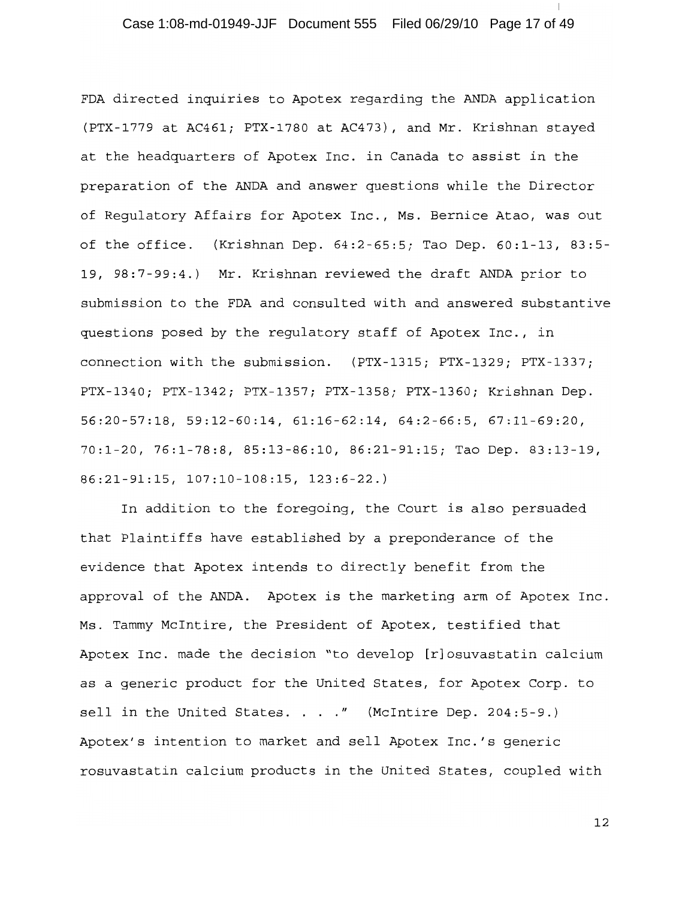FDA directed inquiries to Apotex regarding the ANDA application (PTX-1779 at AC461; PTX-1780 at AC473), and Mr. Krishnan stayed at the headquarters of Apotex Inc. in Canada to assist in the preparation of the ANDA and answer questions while the Director of Regulatory Affairs for Apotex Inc., Ms. Bernice Atao, was out of the office. (Krishnan Dep. 64:2-65:5; Tao Dep. 60:1-13, 83:5-19, 98:7-99:4.) Mr. Krishnan reviewed the draft ANDA prior to submission to the FDA and consulted with and answered substantive questions posed by the regulatory staff of Apotex Inc., in connection with the submission. (PTX-1315; PTX-1329; PTX-1337; PTX-1340; PTX-1342; PTX-1357; PTX-1358; PTX-1360; Krishnan Dep. 56:20-57:18, 59:12-60:14, 61:16-62:14, 64:2-66:5, 67:11-69:20, 70:1-20, 76:1-78:8, 85:13-86:10, 86:21-91:15; Tao Dep. 83:13-19, 86:21-91:15, 107:10-108:15, 123:6-22.)

In addition to the foregoing, the Court is also persuaded that Plaintiffs have established by a preponderance of the evidence that Apotex intends to directly benefit from the approval of the ANDA. Apotex is the marketing arm of Apotex Inc. Ms. Tammy McIntire, the President of Apotex, testified that Apotex Inc. made the decision "to develop [r]osuvastatin calcium as a generic product for the United States, for Apotex Corp. to sell in the United States. . . ." (McIntire Dep. 204:5-9.) Apotex's intention to market and sell Apotex Inc.'s generic rosuvastatin calcium products in the United States, coupled with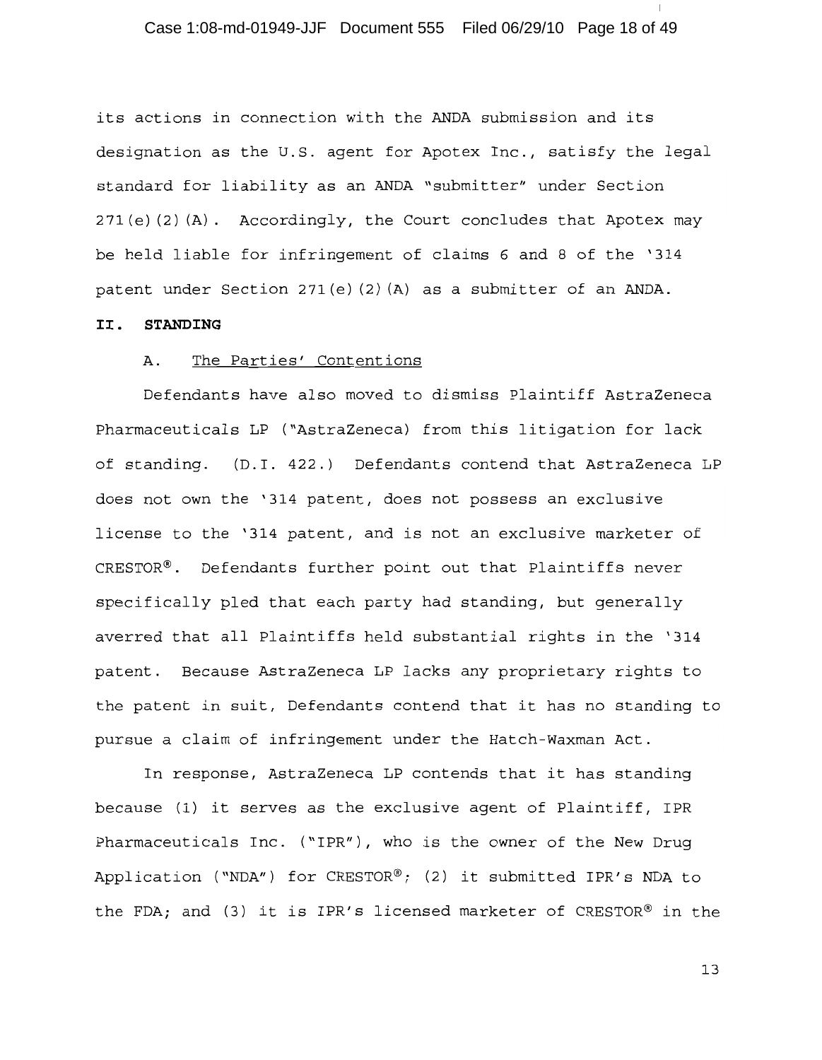its actions in connection with the ANDA submission and its designation as the U.S. agent for Apotex Inc., satisfy the legal standard for liability as an ANDA "submitter" under Section 271(e)(2)(A). Accordingly, the Court concludes that Apotex may be held liable for infringement of claims 6 and 8 of the '314 patent under Section 271(e)(2)(A) as a submitter of an ANDA.

## II. STANDING

### A. The Parties' Contentions

Defendants have also moved to dismiss Plaintiff AstraZeneca Pharmaceuticals LP ("AstraZeneca) from this litigation for lack of standing. (D.I. 422.) Defendants contend that AstraZeneca LP does not own the '314 patent, does not possess an exclusive license to the '314 patent, and is not an exclusive marketer of CRESTOR®. Defendants further point out that Plaintiffs never specifically pled that each party had standing, but generally averred that all Plaintiffs held substantial rights in the '314 patent. Because AstraZeneca LP lacks any proprietary rights to the patent in suit, Defendants contend that it has no standing to pursue a claim of infringement under the Hatch-Waxman Act.

In response, AstraZeneca LP contends that it has standing because (1) it serves as the exclusive agent of Plaintiff, IPR Pharmaceuticals Inc. ("IPR"), who is the owner of the New Drug Application ("NDA") for CRESTOR®; (2) it submitted IPR's NDA to the FDA; and (3) it is IPR's licensed marketer of CRESTOR® in the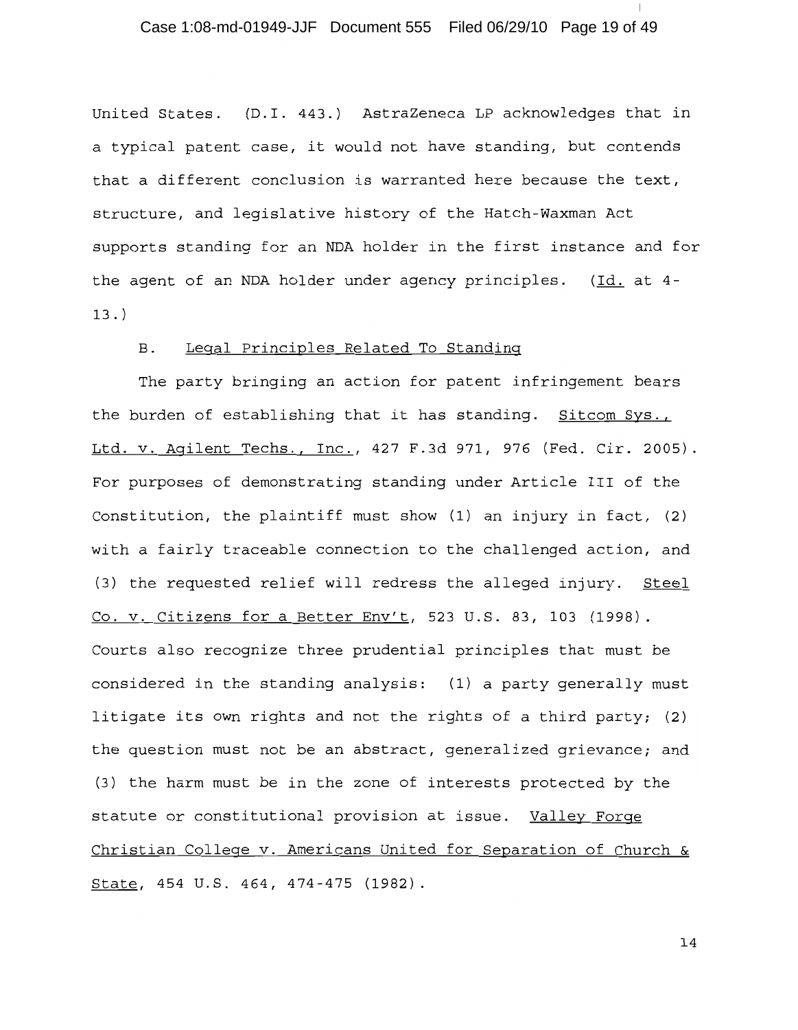United States. (D.I. 443.) AstraZeneca LP acknowledges that in a typical patent case, it would not have standing, but contends that a different conclusion is warranted here because the text, structure, and legislative history of the Hatch-Waxman Act supports standing for an NDA holder in the first instance and for the agent of an NDA holder under agency principles. (Id. at 4-13.)

B. Legal Principles Related To Standing

The party bringing an action for patent infringement bears the burden of establishing that it has standing. Sitcom Sys., Ltd. v. Agilent Techs., Inc., 427 F.3d 971, 976 (Fed. Cir. 2005). For purposes of demonstrating standing under Article III of the Constitution, the plaintiff must show (1) an injury in fact, (2) with a fairly traceable connection to the challenged action, and (3) the requested relief will redress the alleged injury. Steel Co. v. Citizens for a Better Env't, 523 U.S. 83, 103 (1998). Courts also recognize three prudential principles that must be considered in the standing analysis: (1) a party generally must litigate its own rights and not the rights of a third party; (2) the question must not be an abstract, generalized grievance; and (3) the harm must be in the zone of interests protected by the statute or constitutional provision at issue. Valley Forge Christian College v. Americans United for Separation of Church & State, 454 U.S. 464, 474-475 (1982).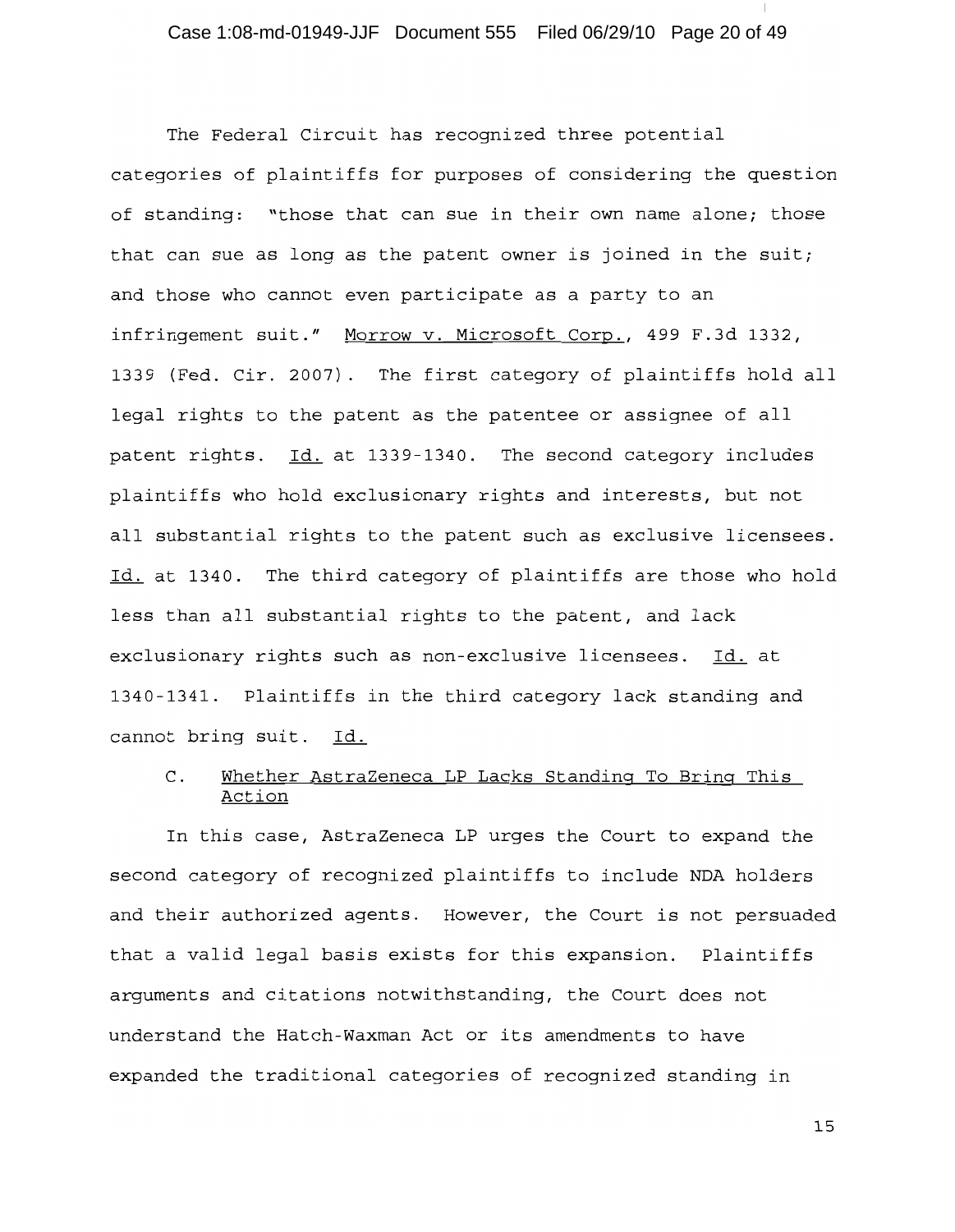The Federal Circuit has recognized three potential categories of plaintiffs for purposes of considering the question of standing: "those that can sue in their own name alone; those that can sue as long as the patent owner is joined in the suit; and those who cannot even participate as a party to an infringement suit." Morrow v. Microsoft Corp., 499 F.3d 1332, 1339 (Fed. Cir. 2007). The first category of plaintiffs hold all legal rights to the patent as the patentee or assignee of all patent rights. Id. at 1339-1340. The second category includes plaintiffs who hold exclusionary rights and interests, but not all substantial rights to the patent such as exclusive licensees. Id. at 1340. The third category of plaintiffs are those who hold less than all substantial rights to the patent, and lack exclusionary rights such as non-exclusive licensees. Id. at 1340-1341. Plaintiffs in the third category lack standing and cannot bring suit. Id.

### C. Whether AstraZeneca LP Lacks Standing To Bring This Action

In this case, AstraZeneca LP urges the Court to expand the second category of recognized plaintiffs to include NDA holders and their authorized agents. However, the Court is not persuaded that a valid legal basis exists for this expansion. Plaintiffs arguments and citations notwithstanding, the Court does not understand the Hatch-Waxman Act or its amendments to have expanded the traditional categories of recognized standing in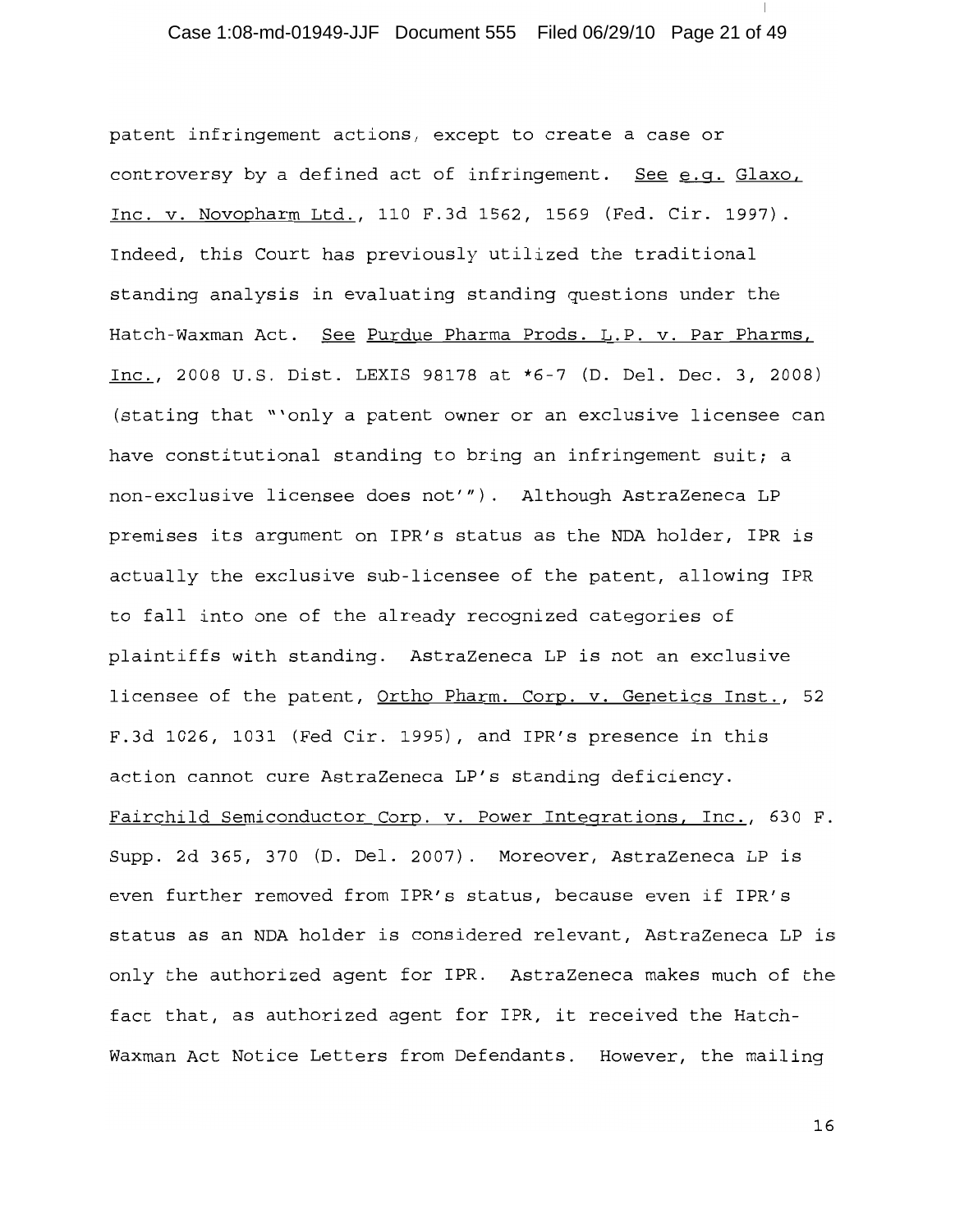patent infringement actions, except to create a case or controversy by a defined act of infringement. See e.g. Glaxo, Inc. v. Novopharm Ltd., 110 F.3d 1562, 1569 (Fed. Cir. 1997). Indeed, this Court has previously utilized the traditional standing analysis in evaluating standing questions under the Hatch-Waxman Act. See Purdue Pharma Prods. L.P. v. Par Pharms, Inc., 2008 U.S. Dist. LEXIS 98178 at *6-7 (D. Del. Dec. 3, 2008) (stating that "'only a patent owner or an exclusive licensee can have constitutional standing to bring an infringement suit; a non-exclusive licensee does not'"). Although AstraZeneca LP premises its argument on IPR's status as the NDA holder, IPR is actually the exclusive sub-licensee of the patent, allowing IPR to fall into one of the already recognized categories of plaintiffs with standing. AstraZeneca LP is not an exclusive licensee of the patent, Ortho Pharm. Corp. v. Genetics Inst., 52 F.3d 1026, 1031 (Fed Cir. 1995), and IPR's presence in this action cannot cure AstraZeneca LP's standing deficiency. Fairchild Semiconductor Corp. v. Power Integrations, Inc., 630 F. Supp. 2d 365, 370 (D. Del. 2007). Moreover, AstraZeneca LP is even further removed from IPR's status, because even if IPR's status as an NDA holder is considered relevant, AstraZeneca LP is only the authorized agent for IPR. AstraZeneca makes much of the fact that, as authorized agent for IPR, it received the Hatch-Waxman Act Notice Letters from Defendants. However, the mailing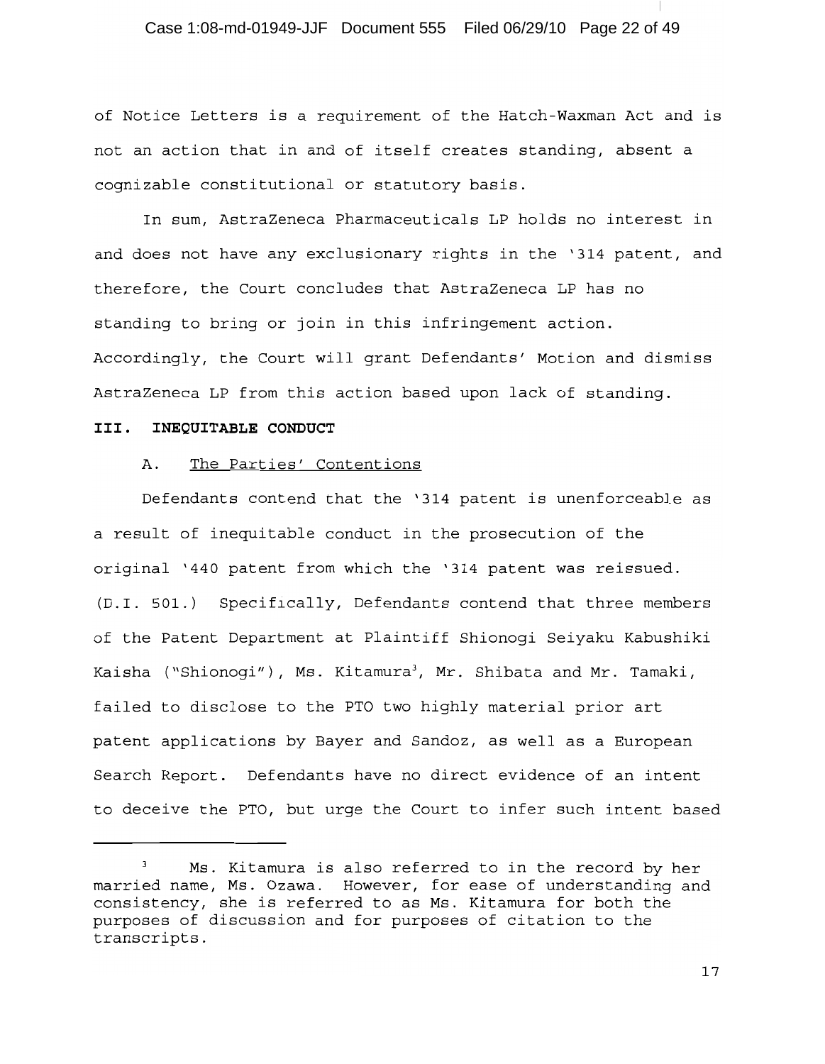of Notice Letters is a requirement of the Hatch-Waxman Act and is not an action that in and of itself creates standing, absent a cognizable constitutional or statutory basis.

In sum, AstraZeneca Pharmaceuticals LP holds no interest in and does not have any exclusionary rights in the '314 patent, and therefore, the Court concludes that AstraZeneca LP has no standing to bring or join in this infringement action. Accordingly, the Court will grant Defendants' Motion and dismiss AstraZeneca LP from this action based upon lack of standing.

## III. INEQUITABLE CONDUCT

### A. The Parties' Contentions

Defendants contend that the '314 patent is unenforceable as a result of inequitable conduct in the prosecution of the original '440 patent from which the '314 patent was reissued. (D.I. 501.) Specifically, Defendants contend that three members of the Patent Department at Plaintiff Shionogi Seiyaku Kabushiki Kaisha ("Shionogi"), Ms. Kitamura[3], Mr. Shibata and Mr. Tamaki, failed to disclose to the PTO two highly material prior art patent applications by Bayer and Sandoz, as well as a European Search Report. Defendants have no direct evidence of an intent to deceive the PTO, but urge the Court to infer such intent based

---

[3] Ms. Kitamura is also referred to in the record by her married name, Ms. Ozawa. However, for ease of understanding and consistency, she is referred to as Ms. Kitamura for both the purposes of discussion and for purposes of citation to the transcripts.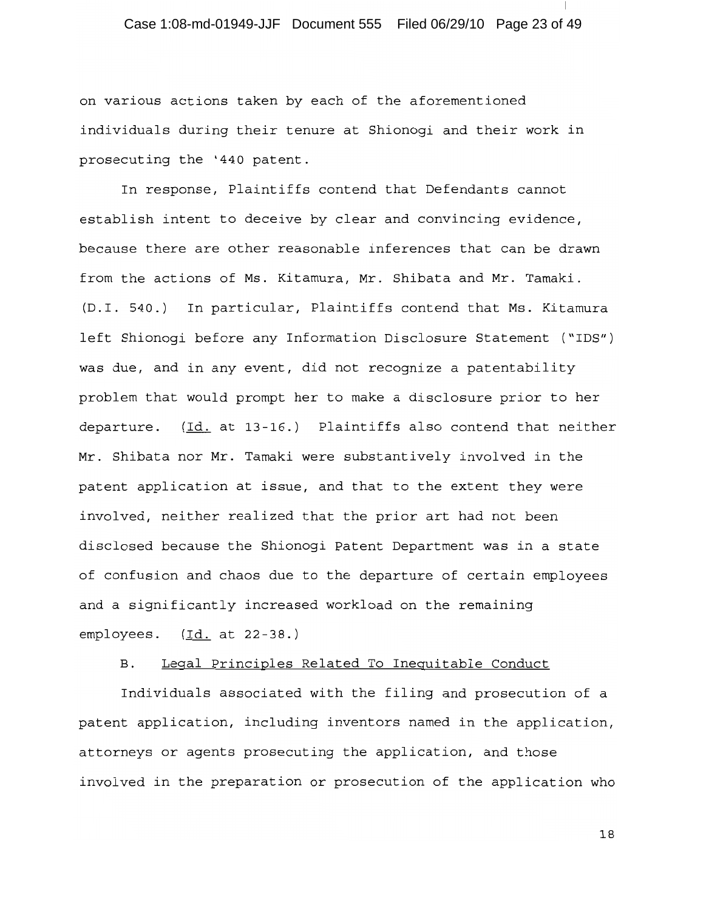on various actions taken by each of the aforementioned individuals during their tenure at Shionogi and their work in prosecuting the '440 patent.

In response, Plaintiffs contend that Defendants cannot establish intent to deceive by clear and convincing evidence, because there are other reasonable inferences that can be drawn from the actions of Ms. Kitamura, Mr. Shibata and Mr. Tamaki. (D.I. 540.) In particular, Plaintiffs contend that Ms. Kitamura left Shionogi before any Information Disclosure Statement ("IDS") was due, and in any event, did not recognize a patentability problem that would prompt her to make a disclosure prior to her departure. (Id. at 13-16.) Plaintiffs also contend that neither Mr. Shibata nor Mr. Tamaki were substantively involved in the patent application at issue, and that to the extent they were involved, neither realized that the prior art had not been disclosed because the Shionogi Patent Department was in a state of confusion and chaos due to the departure of certain employees and a significantly increased workload on the remaining employees. (Id. at 22-38.)

### B. Legal Principles Related To Inequitable Conduct

Individuals associated with the filing and prosecution of a patent application, including inventors named in the application, attorneys or agents prosecuting the application, and those involved in the preparation or prosecution of the application who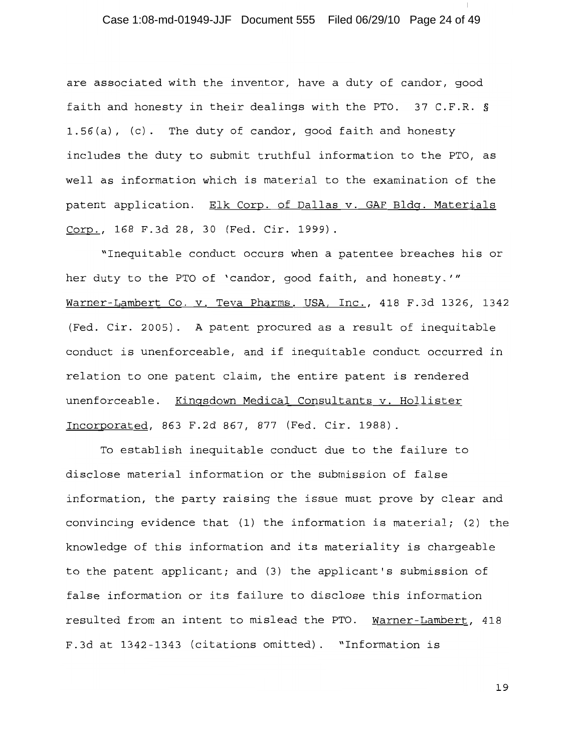are associated with the inventor, have a duty of candor, good faith and honesty in their dealings with the PTO. 37 C.F.R. § 1.56(a), (c). The duty of candor, good faith and honesty includes the duty to submit truthful information to the PTO, as well as information which is material to the examination of the patent application. Elk Corp. of Dallas v. GAF Bldg. Materials Corp., 168 F.3d 28, 30 (Fed. Cir. 1999).

"Inequitable conduct occurs when a patentee breaches his or her duty to the PTO of 'candor, good faith, and honesty.'" Warner-Lambert Co. v. Teva Pharms. USA, Inc., 418 F.3d 1326, 1342 (Fed. Cir. 2005). A patent procured as a result of inequitable conduct is unenforceable, and if inequitable conduct occurred in relation to one patent claim, the entire patent is rendered unenforceable. Kingsdown Medical Consultants v. Hollister Incorporated, 863 F.2d 867, 877 (Fed. Cir. 1988).

To establish inequitable conduct due to the failure to disclose material information or the submission of false information, the party raising the issue must prove by clear and convincing evidence that (1) the information is material; (2) the knowledge of this information and its materiality is chargeable to the patent applicant; and (3) the applicant's submission of false information or its failure to disclose this information resulted from an intent to mislead the PTO. Warner-Lambert, 418 F.3d at 1342-1343 (citations omitted). "Information is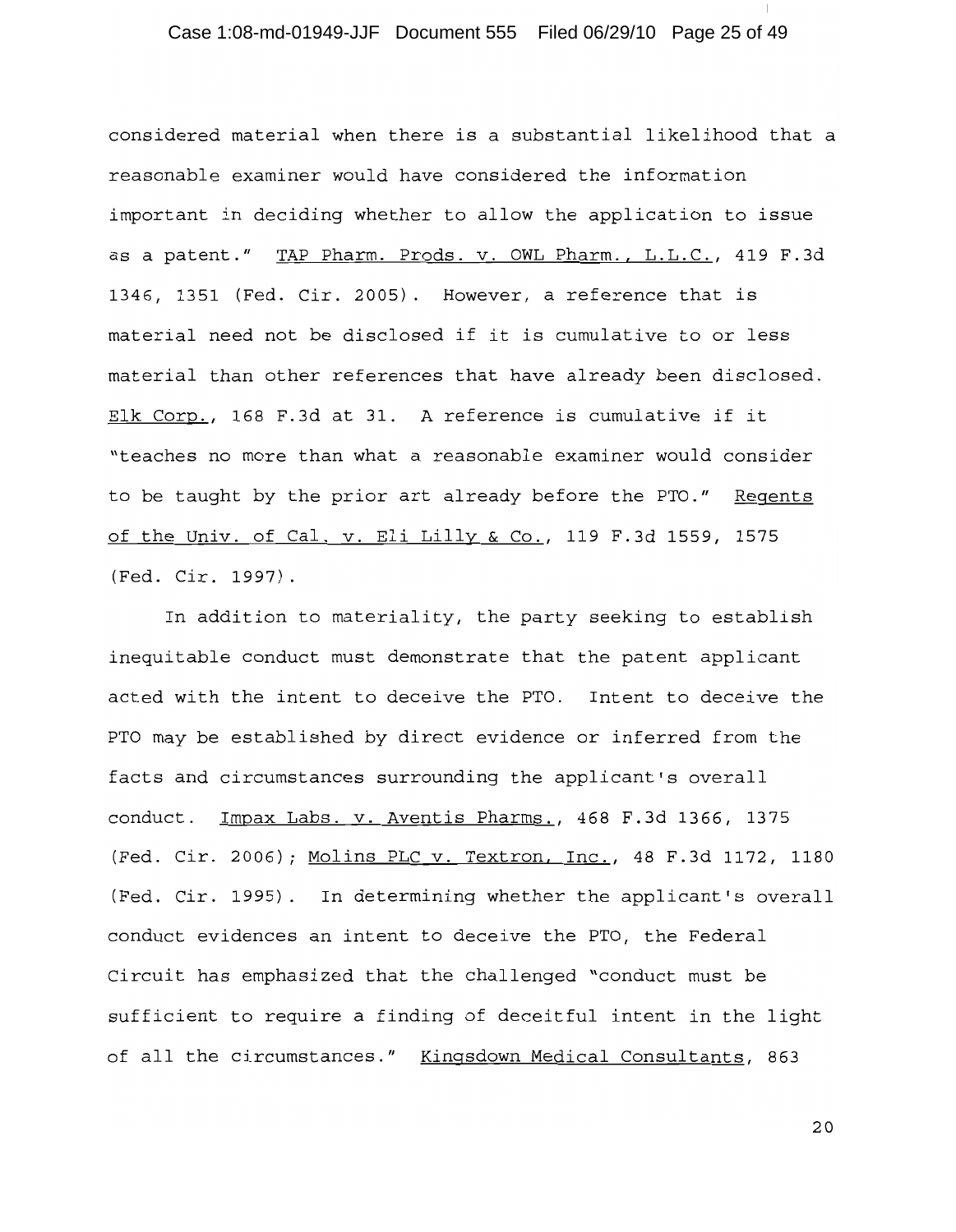considered material when there is a substantial likelihood that a reasonable examiner would have considered the information important in deciding whether to allow the application to issue as a patent." TAP Pharm. Prods. v. OWL Pharm., L.L.C., 419 F.3d 1346, 1351 (Fed. Cir. 2005). However, a reference that is material need not be disclosed if it is cumulative to or less material than other references that have already been disclosed. Elk Corp., 168 F.3d at 31. A reference is cumulative if it "teaches no more than what a reasonable examiner would consider to be taught by the prior art already before the PTO." Regents of the Univ. of Cal. v. Eli Lilly & Co., 119 F.3d 1559, 1575 (Fed. Cir. 1997).

In addition to materiality, the party seeking to establish inequitable conduct must demonstrate that the patent applicant acted with the intent to deceive the PTO. Intent to deceive the PTO may be established by direct evidence or inferred from the facts and circumstances surrounding the applicant's overall conduct. Impax Labs. v. Aventis Pharms., 468 F.3d 1366, 1375 (Fed. Cir. 2006); Molins PLC v. Textron, Inc., 48 F.3d 1172, 1180 (Fed. Cir. 1995). In determining whether the applicant's overall conduct evidences an intent to deceive the PTO, the Federal Circuit has emphasized that the challenged "conduct must be sufficient to require a finding of deceitful intent in the light of all the circumstances." Kingsdown Medical Consultants, 863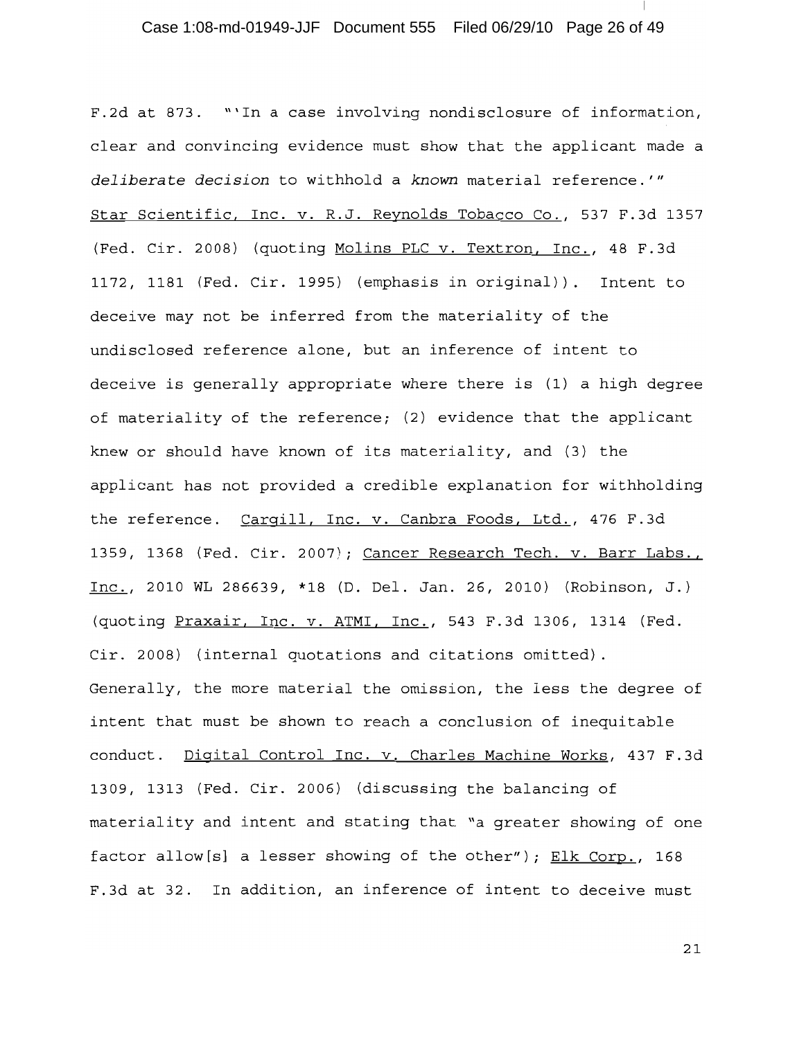F.2d at 873. "'In a case involving nondisclosure of information, clear and convincing evidence must show that the applicant made a *deliberate decision* to withhold a *known* material reference.'" Star Scientific, Inc. v. R.J. Reynolds Tobacco Co., 537 F.3d 1357 (Fed. Cir. 2008) (quoting Molins PLC v. Textron, Inc., 48 F.3d 1172, 1181 (Fed. Cir. 1995) (emphasis in original)). Intent to deceive may not be inferred from the materiality of the undisclosed reference alone, but an inference of intent to deceive is generally appropriate where there is (1) a high degree of materiality of the reference; (2) evidence that the applicant knew or should have known of its materiality, and (3) the applicant has not provided a credible explanation for withholding the reference. Cargill, Inc. v. Canbra Foods, Ltd., 476 F.3d 1359, 1368 (Fed. Cir. 2007); Cancer Research Tech. v. Barr Labs., Inc., 2010 WL 286639, *18 (D. Del. Jan. 26, 2010) (Robinson, J.) (quoting Praxair, Inc. v. ATMI, Inc., 543 F.3d 1306, 1314 (Fed. Cir. 2008) (internal quotations and citations omitted). Generally, the more material the omission, the less the degree of intent that must be shown to reach a conclusion of inequitable conduct. Digital Control Inc. v. Charles Machine Works, 437 F.3d 1309, 1313 (Fed. Cir. 2006) (discussing the balancing of materiality and intent and stating that "a greater showing of one factor allow[s] a lesser showing of the other"); Elk Corp., 168 F.3d at 32. In addition, an inference of intent to deceive must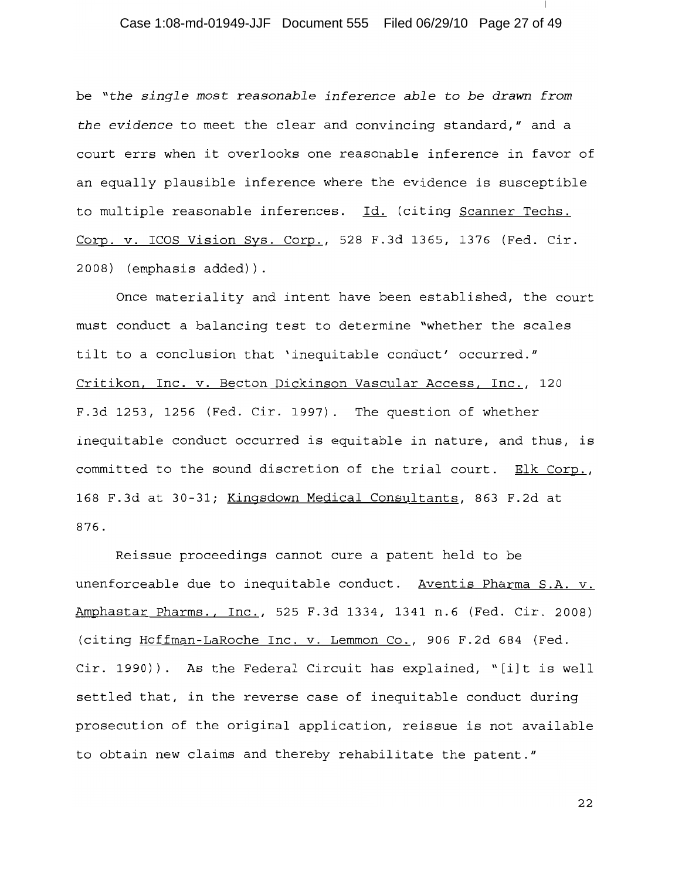be "*the single most reasonable inference able to be drawn from the evidence* to meet the clear and convincing standard," and a court errs when it overlooks one reasonable inference in favor of an equally plausible inference where the evidence is susceptible to multiple reasonable inferences. Id. (citing Scanner Techs. Corp. v. ICOS Vision Sys. Corp., 528 F.3d 1365, 1376 (Fed. Cir. 2008) (emphasis added)).

Once materiality and intent have been established, the court must conduct a balancing test to determine "whether the scales tilt to a conclusion that 'inequitable conduct' occurred." Critikon, Inc. v. Becton Dickinson Vascular Access, Inc., 120 F.3d 1253, 1256 (Fed. Cir. 1997). The question of whether inequitable conduct occurred is equitable in nature, and thus, is committed to the sound discretion of the trial court. Elk Corp., 168 F.3d at 30-31; Kingsdown Medical Consultants, 863 F.2d at 876.

Reissue proceedings cannot cure a patent held to be unenforceable due to inequitable conduct. Aventis Pharma S.A. v. Amphastar Pharms., Inc., 525 F.3d 1334, 1341 n.6 (Fed. Cir. 2008) (citing Hoffman-LaRoche Inc. v. Lemmon Co., 906 F.2d 684 (Fed. Cir. 1990)). As the Federal Circuit has explained, "[i]t is well settled that, in the reverse case of inequitable conduct during prosecution of the original application, reissue is not available to obtain new claims and thereby rehabilitate the patent."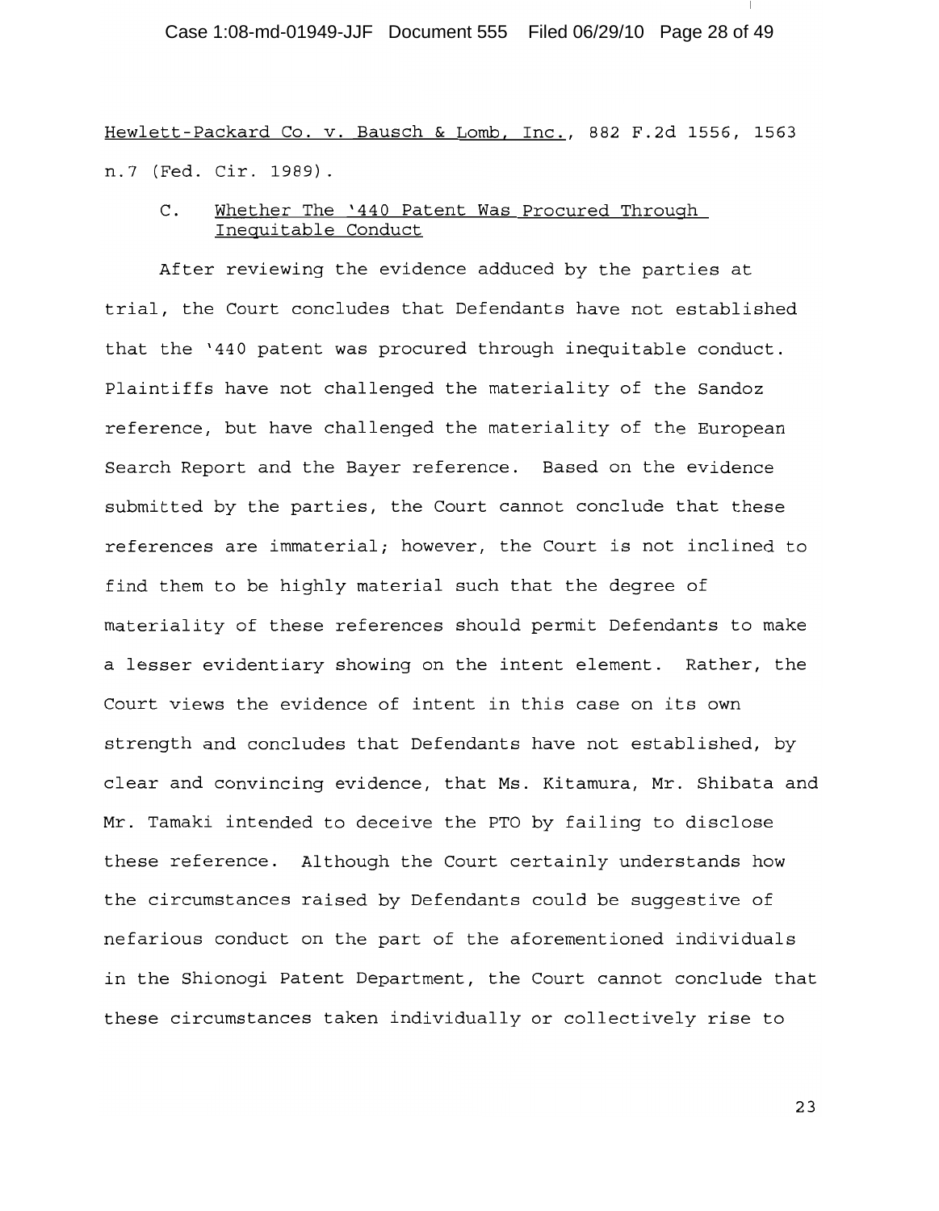Hewlett-Packard Co. v. Bausch & Lomb, Inc., 882 F.2d 1556, 1563 n.7 (Fed. Cir. 1989).

### C. Whether The '440 Patent Was Procured Through Inequitable Conduct

After reviewing the evidence adduced by the parties at trial, the Court concludes that Defendants have not established that the '440 patent was procured through inequitable conduct. Plaintiffs have not challenged the materiality of the Sandoz reference, but have challenged the materiality of the European Search Report and the Bayer reference. Based on the evidence submitted by the parties, the Court cannot conclude that these references are immaterial; however, the Court is not inclined to find them to be highly material such that the degree of materiality of these references should permit Defendants to make a lesser evidentiary showing on the intent element. Rather, the Court views the evidence of intent in this case on its own strength and concludes that Defendants have not established, by clear and convincing evidence, that Ms. Kitamura, Mr. Shibata and Mr. Tamaki intended to deceive the PTO by failing to disclose these reference. Although the Court certainly understands how the circumstances raised by Defendants could be suggestive of nefarious conduct on the part of the aforementioned individuals in the Shionogi Patent Department, the Court cannot conclude that these circumstances taken individually or collectively rise to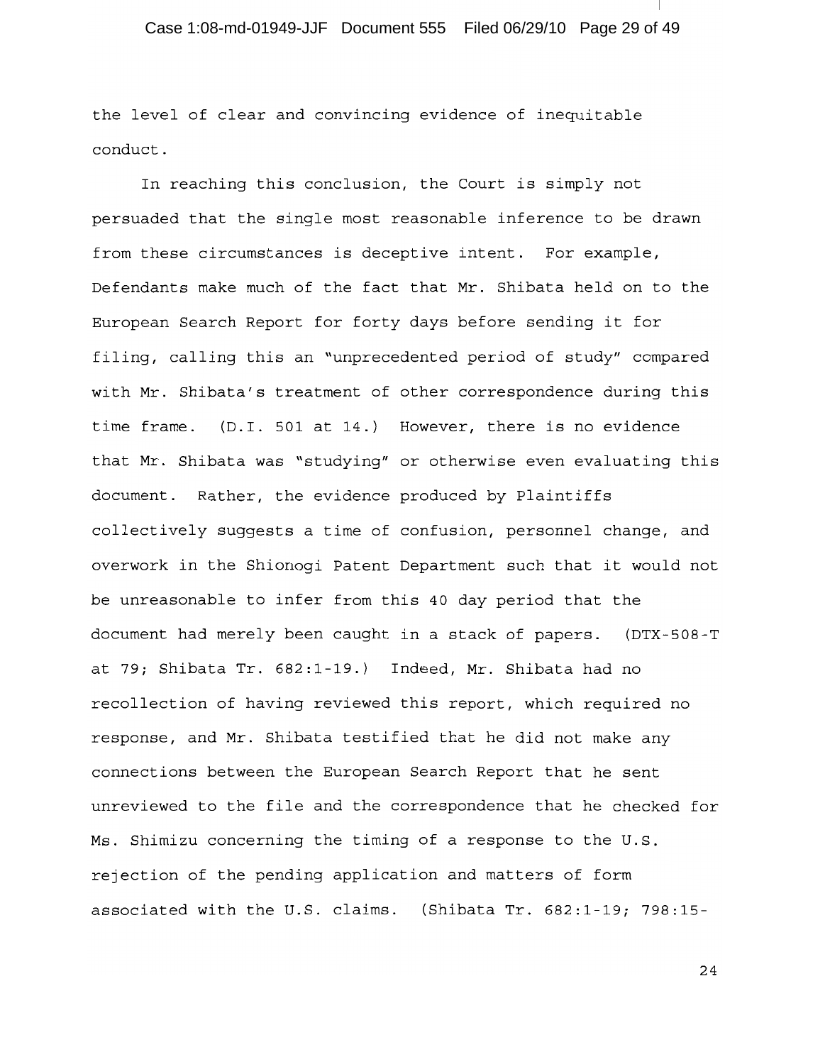the level of clear and convincing evidence of inequitable conduct.

In reaching this conclusion, the Court is simply not persuaded that the single most reasonable inference to be drawn from these circumstances is deceptive intent. For example, Defendants make much of the fact that Mr. Shibata held on to the European Search Report for forty days before sending it for filing, calling this an "unprecedented period of study" compared with Mr. Shibata's treatment of other correspondence during this time frame. (D.I. 501 at 14.) However, there is no evidence that Mr. Shibata was "studying" or otherwise even evaluating this document. Rather, the evidence produced by Plaintiffs collectively suggests a time of confusion, personnel change, and overwork in the Shionogi Patent Department such that it would not be unreasonable to infer from this 40 day period that the document had merely been caught in a stack of papers. (DTX-508-T at 79; Shibata Tr. 682:1-19.) Indeed, Mr. Shibata had no recollection of having reviewed this report, which required no response, and Mr. Shibata testified that he did not make any connections between the European Search Report that he sent unreviewed to the file and the correspondence that he checked for Ms. Shimizu concerning the timing of a response to the U.S. rejection of the pending application and matters of form associated with the U.S. claims. (Shibata Tr. 682:1-19; 798:15-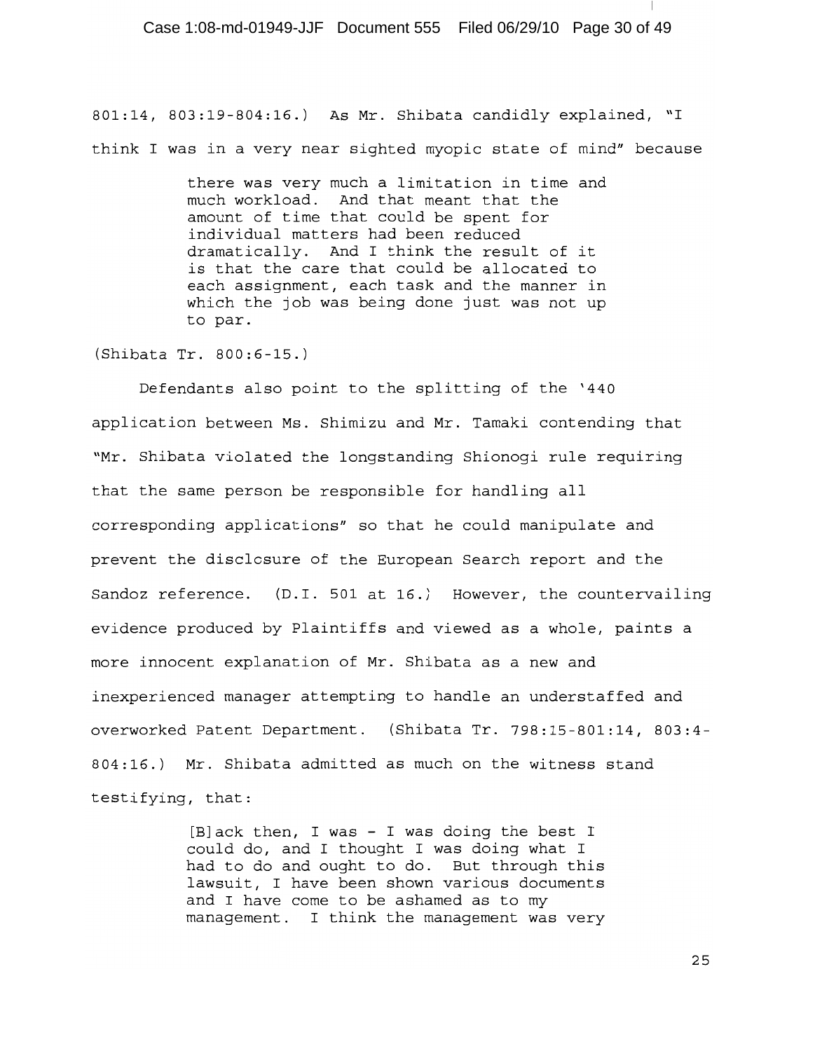801:14, 803:19-804:16.) As Mr. Shibata candidly explained, "I think I was in a very near sighted myopic state of mind" because

> there was very much a limitation in time and much workload. And that meant that the amount of time that could be spent for individual matters had been reduced dramatically. And I think the result of it is that the care that could be allocated to each assignment, each task and the manner in which the job was being done just was not up to par.

(Shibata Tr. 800:6-15.)

Defendants also point to the splitting of the '440 application between Ms. Shimizu and Mr. Tamaki contending that "Mr. Shibata violated the longstanding Shionogi rule requiring that the same person be responsible for handling all corresponding applications" so that he could manipulate and prevent the disclosure of the European Search report and the Sandoz reference. (D.I. 501 at 16.) However, the countervailing evidence produced by Plaintiffs and viewed as a whole, paints a more innocent explanation of Mr. Shibata as a new and inexperienced manager attempting to handle an understaffed and overworked Patent Department. (Shibata Tr. 798:15-801:14, 803:4-804:16.) Mr. Shibata admitted as much on the witness stand testifying, that:

> [B]ack then, I was - I was doing the best I could do, and I thought I was doing what I had to do and ought to do. But through this lawsuit, I have been shown various documents and I have come to be ashamed as to my management. I think the management was very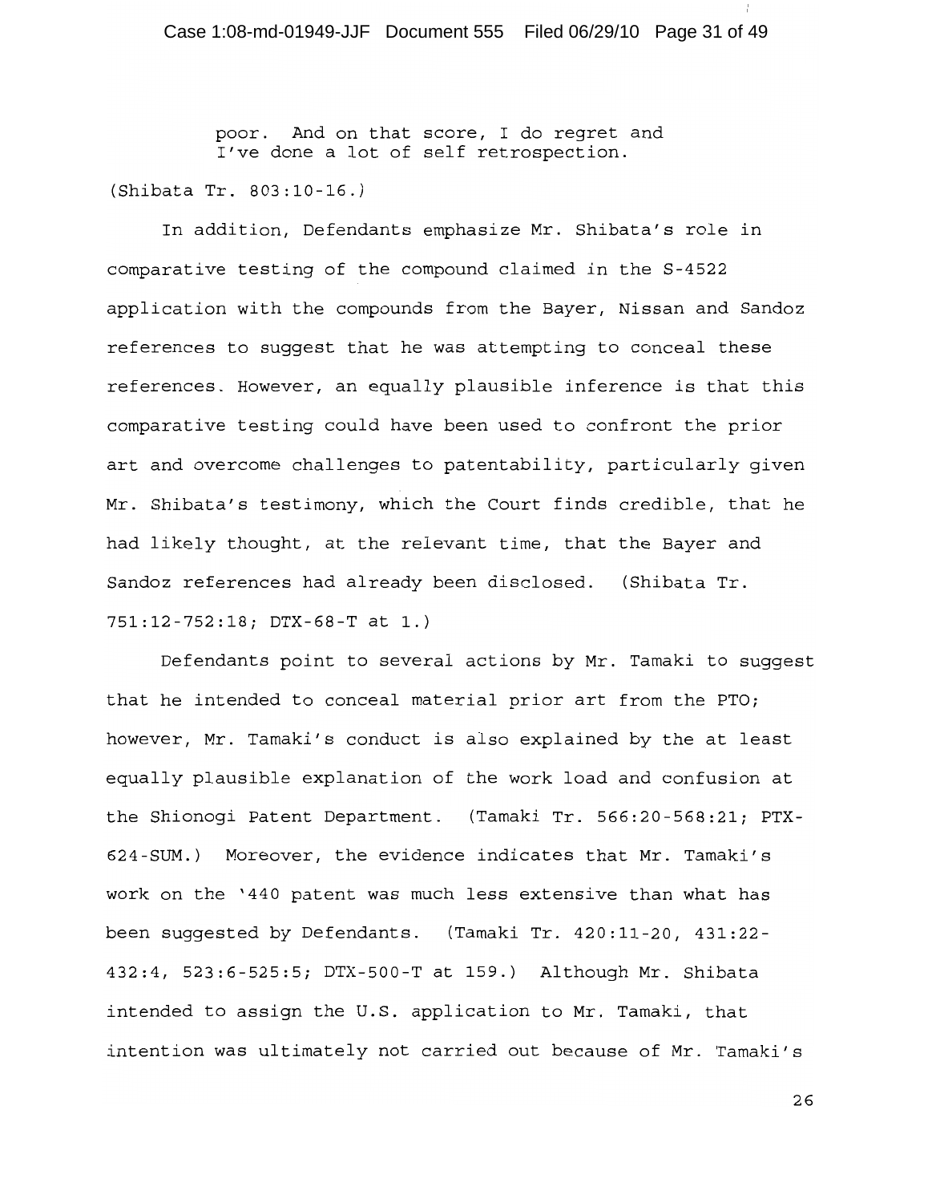> poor. And on that score, I do regret and I've done a lot of self retrospection.

(Shibata Tr. 803:10-16.)

In addition, Defendants emphasize Mr. Shibata's role in comparative testing of the compound claimed in the S-4522 application with the compounds from the Bayer, Nissan and Sandoz references to suggest that he was attempting to conceal these references. However, an equally plausible inference is that this comparative testing could have been used to confront the prior art and overcome challenges to patentability, particularly given Mr. Shibata's testimony, which the Court finds credible, that he had likely thought, at the relevant time, that the Bayer and Sandoz references had already been disclosed. (Shibata Tr. 751:12-752:18; DTX-68-T at 1.)

Defendants point to several actions by Mr. Tamaki to suggest that he intended to conceal material prior art from the PTO; however, Mr. Tamaki's conduct is also explained by the at least equally plausible explanation of the work load and confusion at the Shionogi Patent Department. (Tamaki Tr. 566:20-568:21; PTX-624-SUM.) Moreover, the evidence indicates that Mr. Tamaki's work on the '440 patent was much less extensive than what has been suggested by Defendants. (Tamaki Tr. 420:11-20, 431:22-432:4, 523:6-525:5; DTX-500-T at 159.) Although Mr. Shibata intended to assign the U.S. application to Mr. Tamaki, that intention was ultimately not carried out because of Mr. Tamaki's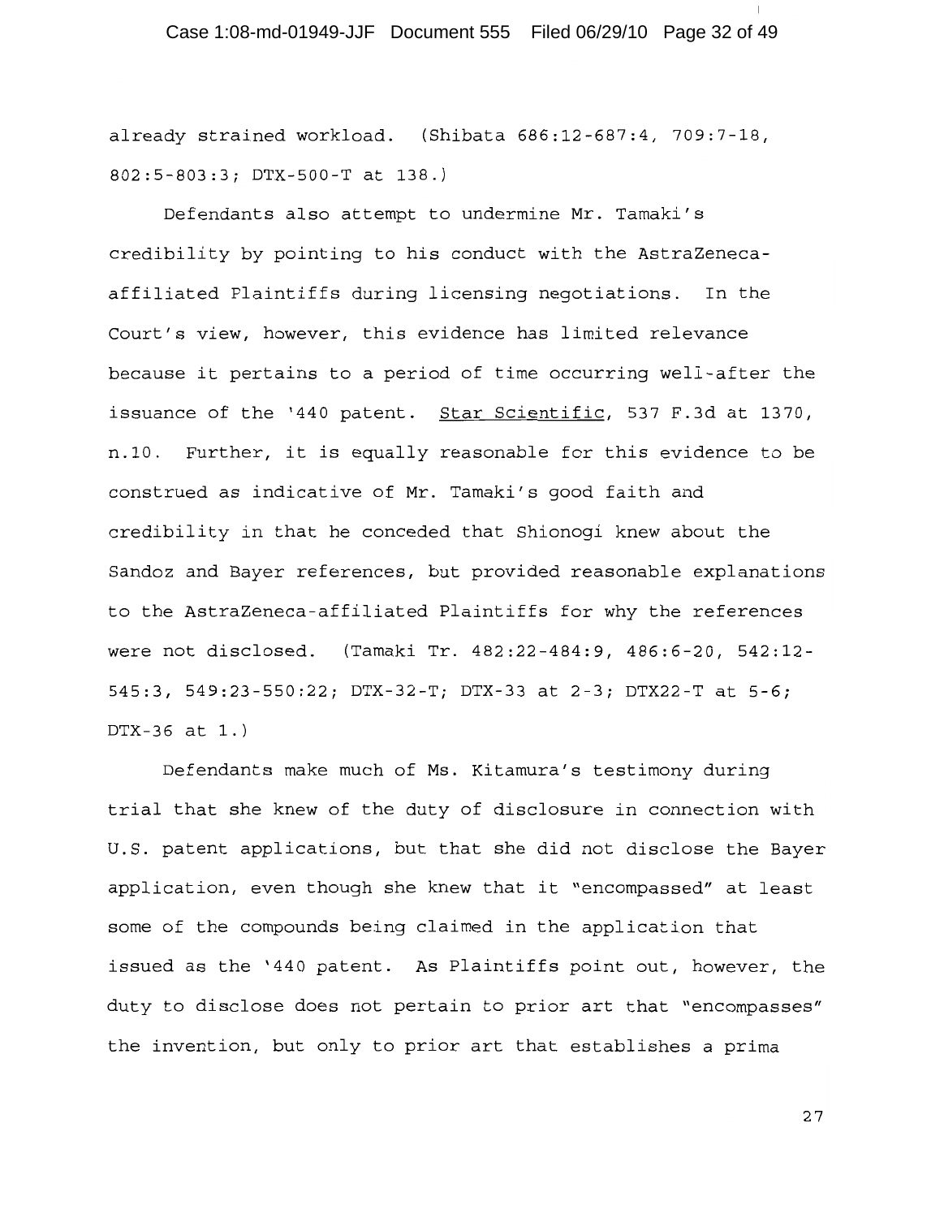already strained workload. (Shibata 686:12-687:4, 709:7-18, 802:5-803:3; DTX-500-T at 138.)

Defendants also attempt to undermine Mr. Tamaki's credibility by pointing to his conduct with the AstraZeneca-affiliated Plaintiffs during licensing negotiations. In the Court's view, however, this evidence has limited relevance because it pertains to a period of time occurring well-after the issuance of the '440 patent. Star Scientific, 537 F.3d at 1370, n.10. Further, it is equally reasonable for this evidence to be construed as indicative of Mr. Tamaki's good faith and credibility in that he conceded that Shionogi knew about the Sandoz and Bayer references, but provided reasonable explanations to the AstraZeneca-affiliated Plaintiffs for why the references were not disclosed. (Tamaki Tr. 482:22-484:9, 486:6-20, 542:12-545:3, 549:23-550:22; DTX-32-T; DTX-33 at 2-3; DTX22-T at 5-6; DTX-36 at 1.)

Defendants make much of Ms. Kitamura's testimony during trial that she knew of the duty of disclosure in connection with U.S. patent applications, but that she did not disclose the Bayer application, even though she knew that it "encompassed" at least some of the compounds being claimed in the application that issued as the '440 patent. As Plaintiffs point out, however, the duty to disclose does not pertain to prior art that "encompasses" the invention, but only to prior art that establishes a prima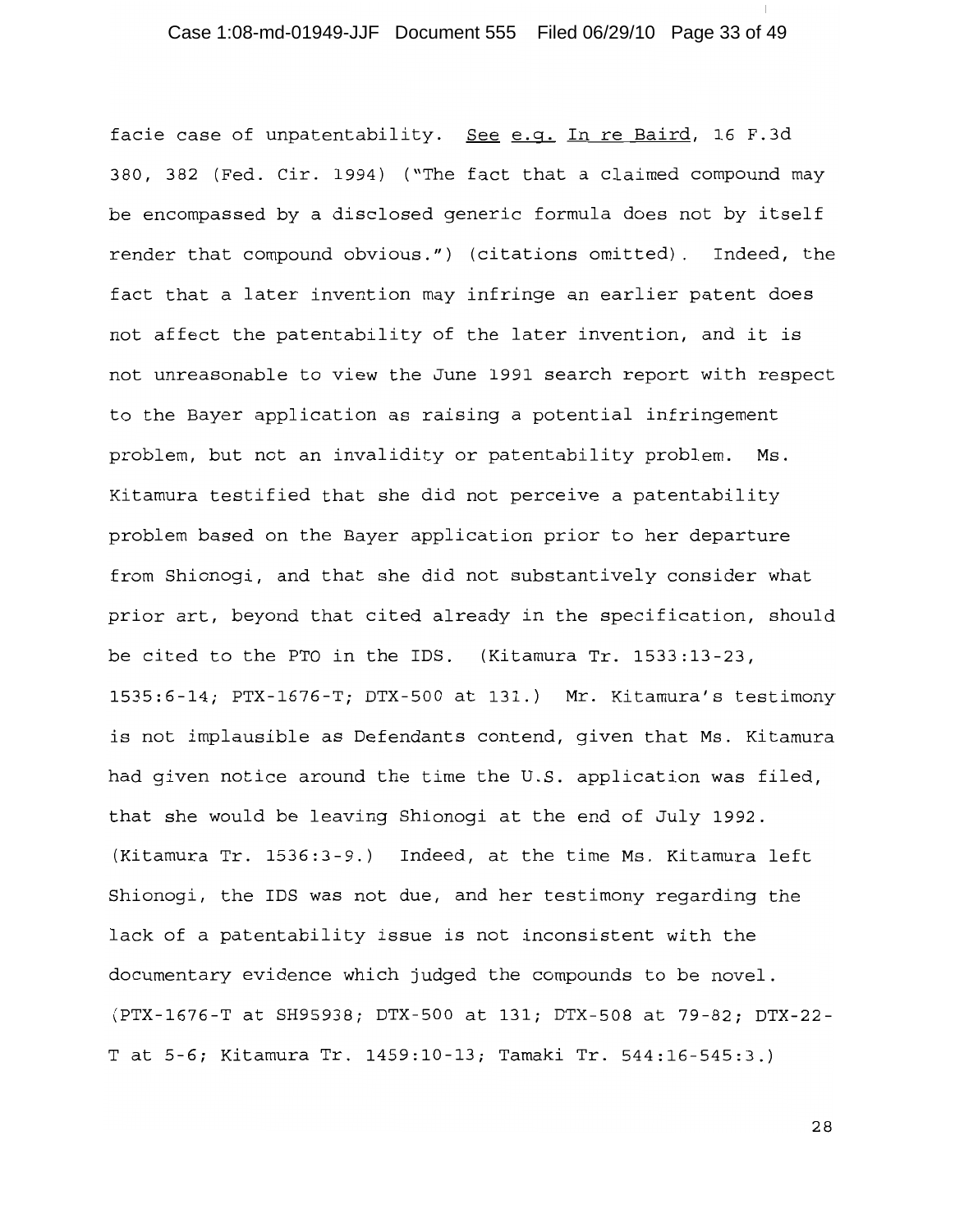facie case of unpatentability. See e.g. In re Baird, 16 F.3d 380, 382 (Fed. Cir. 1994) ("The fact that a claimed compound may be encompassed by a disclosed generic formula does not by itself render that compound obvious.") (citations omitted). Indeed, the fact that a later invention may infringe an earlier patent does not affect the patentability of the later invention, and it is not unreasonable to view the June 1991 search report with respect to the Bayer application as raising a potential infringement problem, but not an invalidity or patentability problem. Ms. Kitamura testified that she did not perceive a patentability problem based on the Bayer application prior to her departure from Shionogi, and that she did not substantively consider what prior art, beyond that cited already in the specification, should be cited to the PTO in the IDS. (Kitamura Tr. 1533:13-23, 1535:6-14; PTX-1676-T; DTX-500 at 131.) Mr. Kitamura's testimony is not implausible as Defendants contend, given that Ms. Kitamura had given notice around the time the U.S. application was filed, that she would be leaving Shionogi at the end of July 1992. (Kitamura Tr. 1536:3-9.) Indeed, at the time Ms. Kitamura left Shionogi, the IDS was not due, and her testimony regarding the lack of a patentability issue is not inconsistent with the documentary evidence which judged the compounds to be novel. (PTX-1676-T at SH95938; DTX-500 at 131; DTX-508 at 79-82; DTX-22-T at 5-6; Kitamura Tr. 1459:10-13; Tamaki Tr. 544:16-545:3.)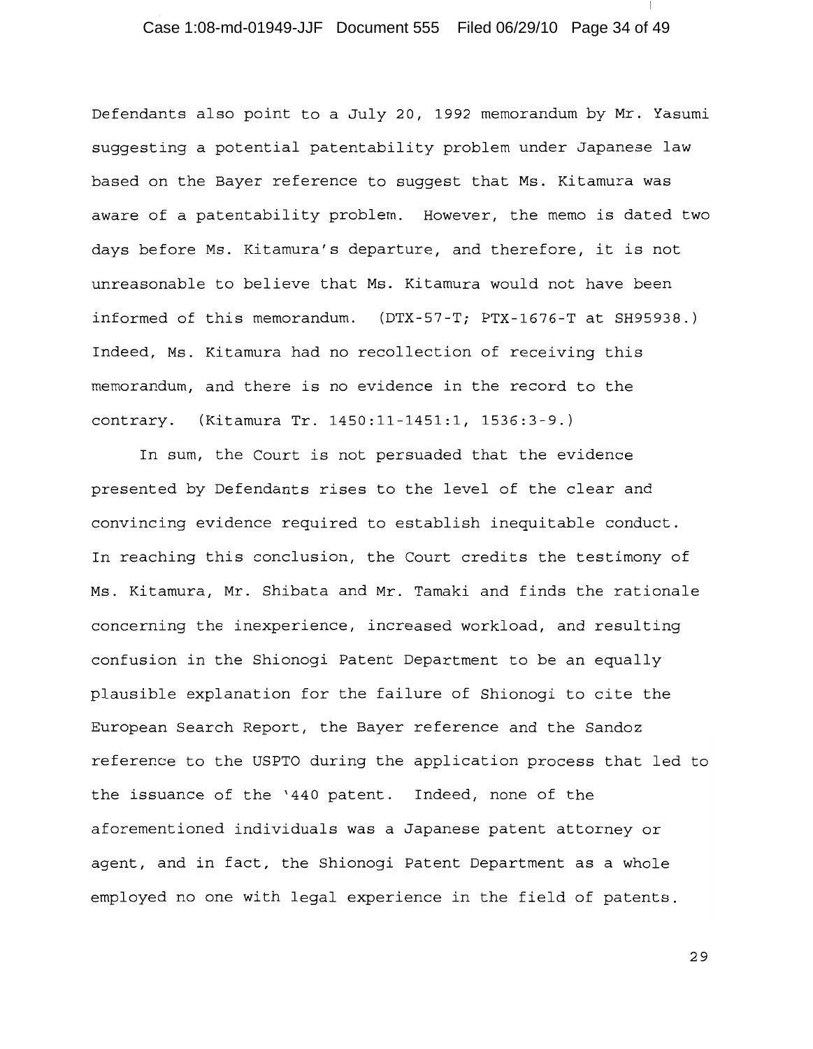Defendants also point to a July 20, 1992 memorandum by Mr. Yasumi suggesting a potential patentability problem under Japanese law based on the Bayer reference to suggest that Ms. Kitamura was aware of a patentability problem. However, the memo is dated two days before Ms. Kitamura's departure, and therefore, it is not unreasonable to believe that Ms. Kitamura would not have been informed of this memorandum. (DTX-57-T; PTX-1676-T at SH95938.) Indeed, Ms. Kitamura had no recollection of receiving this memorandum, and there is no evidence in the record to the contrary. (Kitamura Tr. 1450:11-1451:1, 1536:3-9.)

In sum, the Court is not persuaded that the evidence presented by Defendants rises to the level of the clear and convincing evidence required to establish inequitable conduct. In reaching this conclusion, the Court credits the testimony of Ms. Kitamura, Mr. Shibata and Mr. Tamaki and finds the rationale concerning the inexperience, increased workload, and resulting confusion in the Shionogi Patent Department to be an equally plausible explanation for the failure of Shionogi to cite the European Search Report, the Bayer reference and the Sandoz reference to the USPTO during the application process that led to the issuance of the '440 patent. Indeed, none of the aforementioned individuals was a Japanese patent attorney or agent, and in fact, the Shionogi Patent Department as a whole employed no one with legal experience in the field of patents.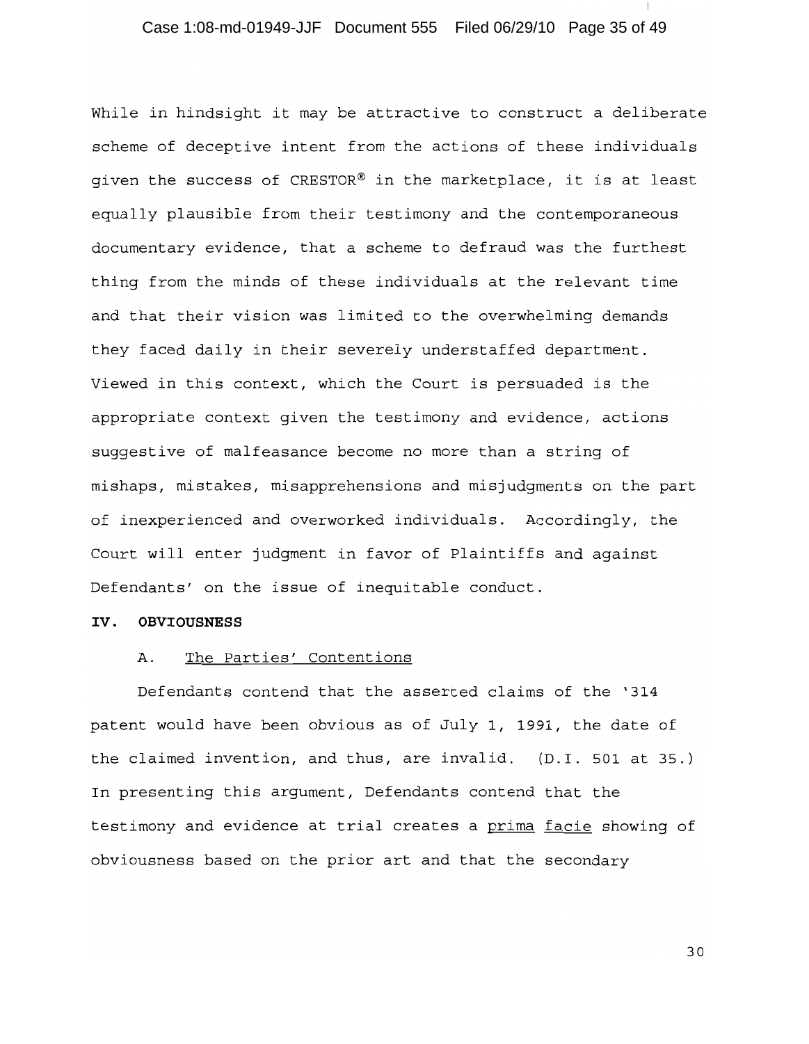While in hindsight it may be attractive to construct a deliberate scheme of deceptive intent from the actions of these individuals given the success of CRESTOR® in the marketplace, it is at least equally plausible from their testimony and the contemporaneous documentary evidence, that a scheme to defraud was the furthest thing from the minds of these individuals at the relevant time and that their vision was limited to the overwhelming demands they faced daily in their severely understaffed department. Viewed in this context, which the Court is persuaded is the appropriate context given the testimony and evidence, actions suggestive of malfeasance become no more than a string of mishaps, mistakes, misapprehensions and misjudgments on the part of inexperienced and overworked individuals. Accordingly, the Court will enter judgment in favor of Plaintiffs and against Defendants' on the issue of inequitable conduct.

## IV. OBVIOUSNESS

### A. The Parties' Contentions

Defendants contend that the asserted claims of the '314 patent would have been obvious as of July 1, 1991, the date of the claimed invention, and thus, are invalid. (D.I. 501 at 35.) In presenting this argument, Defendants contend that the testimony and evidence at trial creates a prima facie showing of obviousness based on the prior art and that the secondary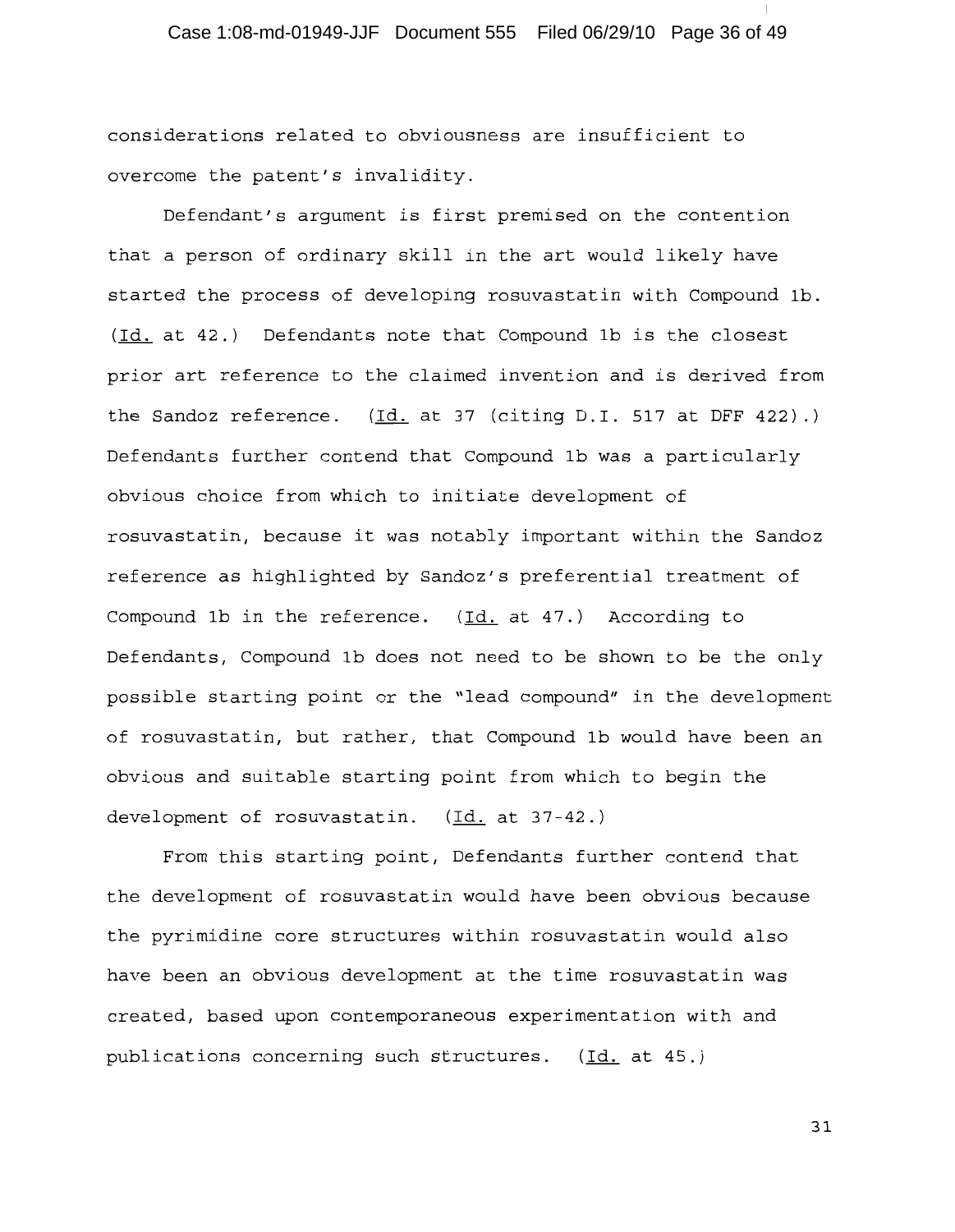considerations related to obviousness are insufficient to overcome the patent's invalidity.

Defendant's argument is first premised on the contention that a person of ordinary skill in the art would likely have started the process of developing rosuvastatin with Compound 1b. (Id. at 42.) Defendants note that Compound 1b is the closest prior art reference to the claimed invention and is derived from the Sandoz reference. (Id. at 37 (citing D.I. 517 at DFF 422).) Defendants further contend that Compound 1b was a particularly obvious choice from which to initiate development of rosuvastatin, because it was notably important within the Sandoz reference as highlighted by Sandoz's preferential treatment of Compound 1b in the reference. (Id. at 47.) According to Defendants, Compound 1b does not need to be shown to be the only possible starting point or the "lead compound" in the development of rosuvastatin, but rather, that Compound 1b would have been an obvious and suitable starting point from which to begin the development of rosuvastatin. (Id. at 37-42.)

From this starting point, Defendants further contend that the development of rosuvastatin would have been obvious because the pyrimidine core structures within rosuvastatin would also have been an obvious development at the time rosuvastatin was created, based upon contemporaneous experimentation with and publications concerning such structures. (Id. at 45.)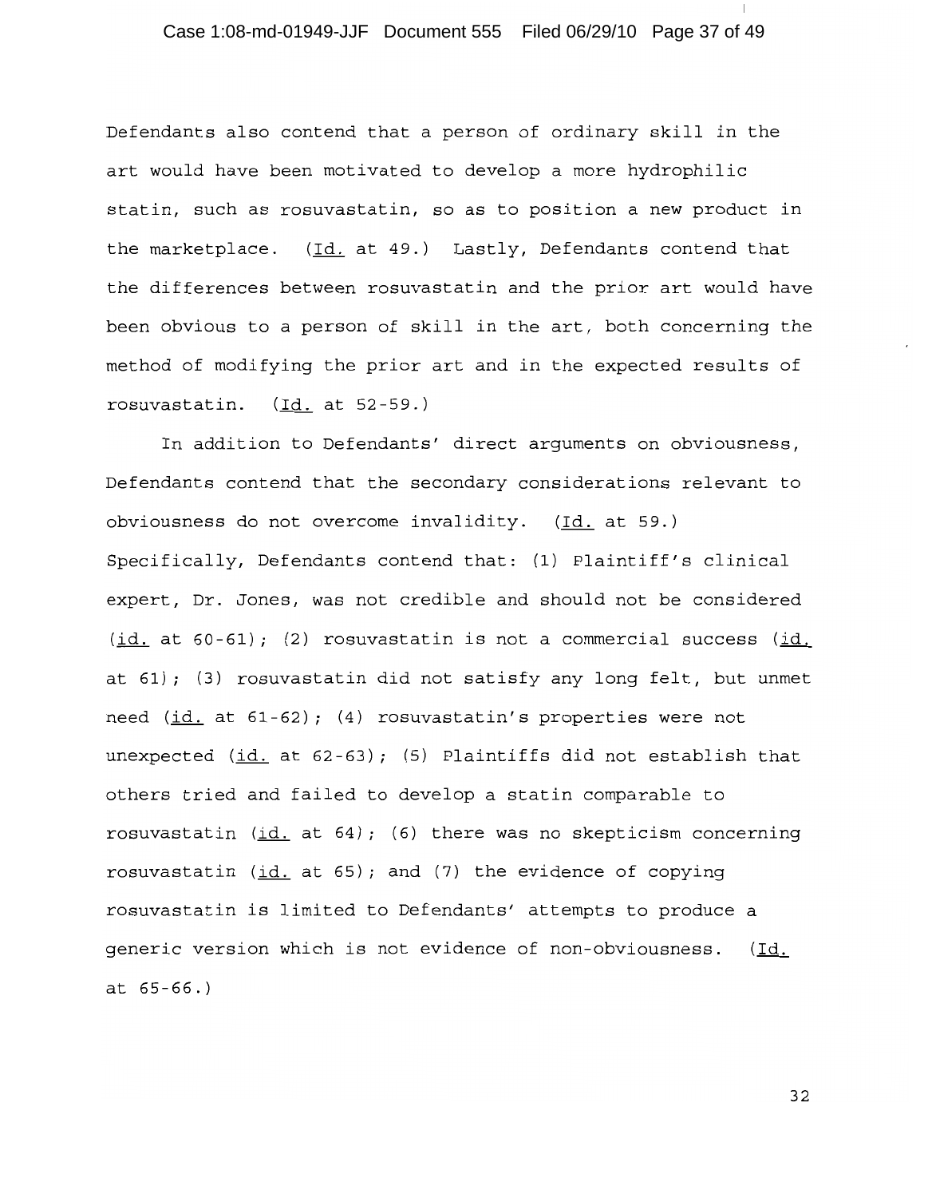Defendants also contend that a person of ordinary skill in the art would have been motivated to develop a more hydrophilic statin, such as rosuvastatin, so as to position a new product in the marketplace. (Id. at 49.) Lastly, Defendants contend that the differences between rosuvastatin and the prior art would have been obvious to a person of skill in the art, both concerning the method of modifying the prior art and in the expected results of rosuvastatin. (Id. at 52-59.)

In addition to Defendants' direct arguments on obviousness, Defendants contend that the secondary considerations relevant to obviousness do not overcome invalidity. (Id. at 59.) Specifically, Defendants contend that: (1) Plaintiff's clinical expert, Dr. Jones, was not credible and should not be considered (id. at 60-61); (2) rosuvastatin is not a commercial success (id. at 61); (3) rosuvastatin did not satisfy any long felt, but unmet need (id. at 61-62); (4) rosuvastatin's properties were not unexpected (id. at 62-63); (5) Plaintiffs did not establish that others tried and failed to develop a statin comparable to rosuvastatin (id. at 64); (6) there was no skepticism concerning rosuvastatin (id. at 65); and (7) the evidence of copying rosuvastatin is limited to Defendants' attempts to produce a generic version which is not evidence of non-obviousness. (Id. at 65-66.)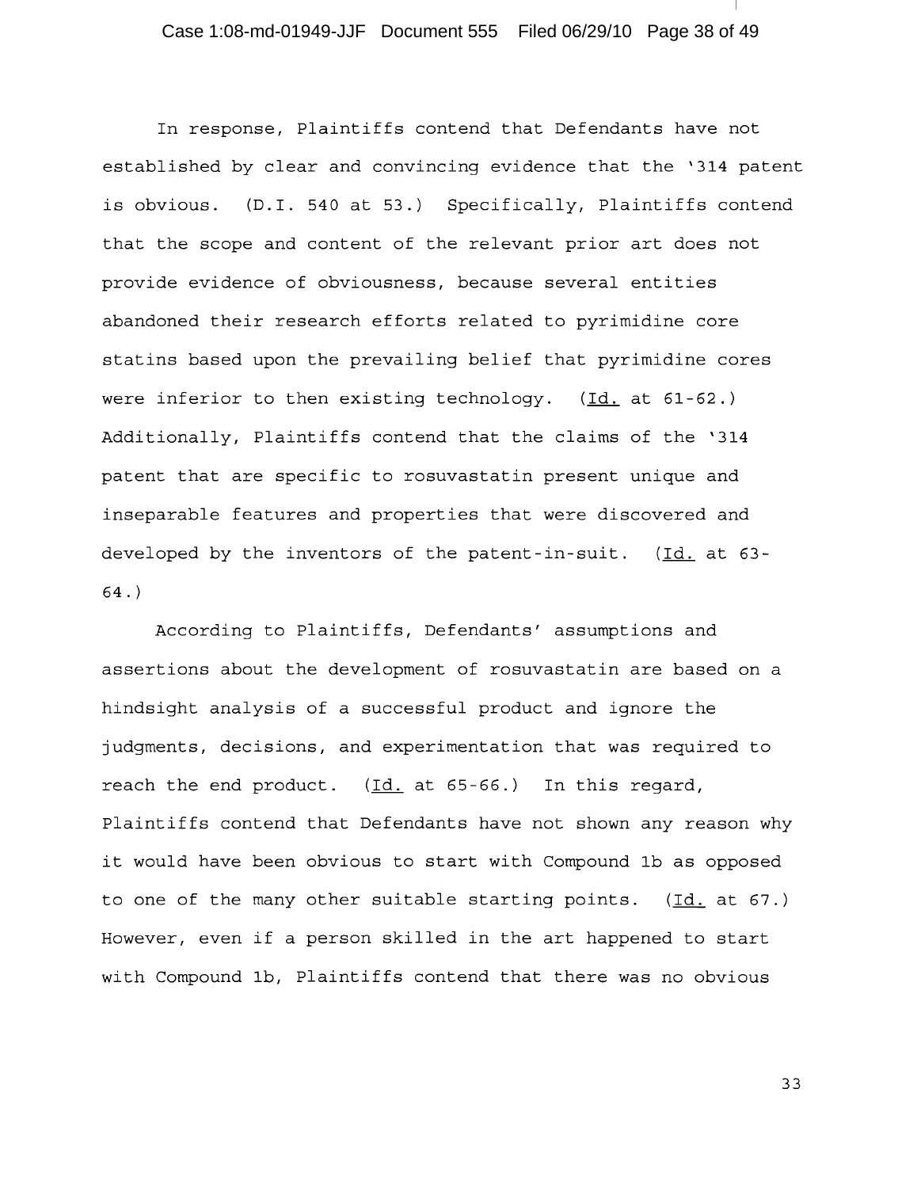In response, Plaintiffs contend that Defendants have not established by clear and convincing evidence that the '314 patent is obvious. (D.I. 540 at 53.) Specifically, Plaintiffs contend that the scope and content of the relevant prior art does not provide evidence of obviousness, because several entities abandoned their research efforts related to pyrimidine core statins based upon the prevailing belief that pyrimidine cores were inferior to then existing technology. (Id. at 61-62.) Additionally, Plaintiffs contend that the claims of the '314 patent that are specific to rosuvastatin present unique and inseparable features and properties that were discovered and developed by the inventors of the patent-in-suit. (Id. at 63-64.)

According to Plaintiffs, Defendants' assumptions and assertions about the development of rosuvastatin are based on a hindsight analysis of a successful product and ignore the judgments, decisions, and experimentation that was required to reach the end product. (Id. at 65-66.) In this regard, Plaintiffs contend that Defendants have not shown any reason why it would have been obvious to start with Compound 1b as opposed to one of the many other suitable starting points. (Id. at 67.) However, even if a person skilled in the art happened to start with Compound 1b, Plaintiffs contend that there was no obvious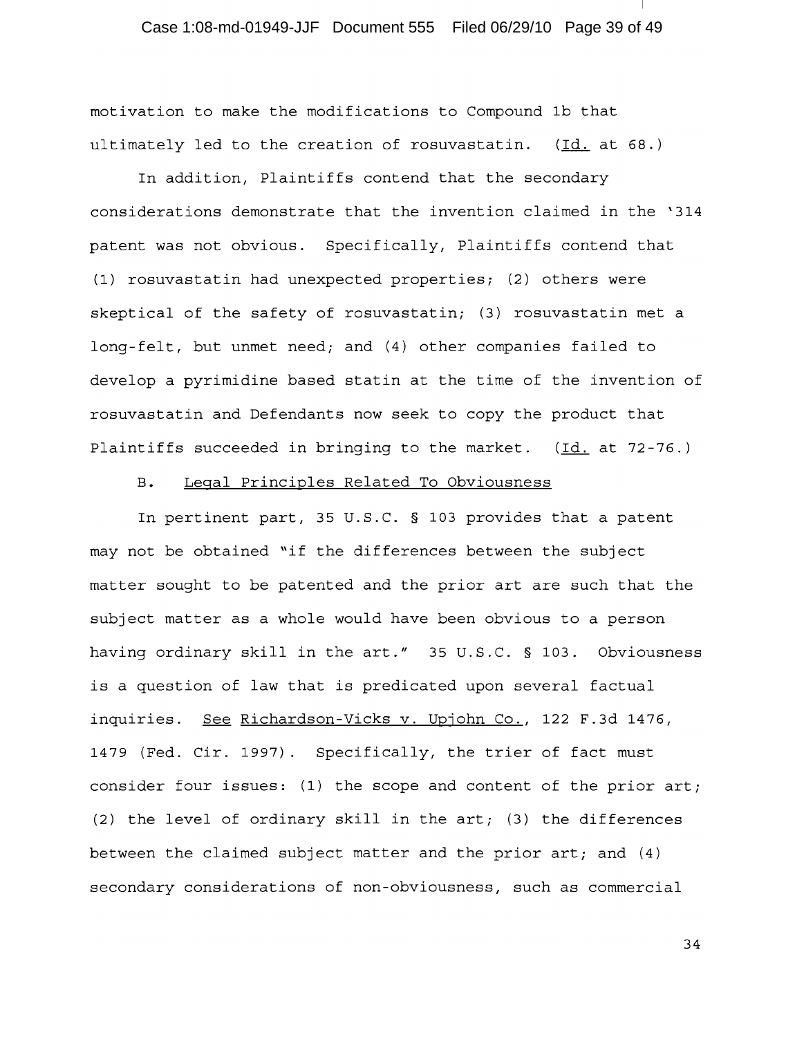motivation to make the modifications to Compound 1b that ultimately led to the creation of rosuvastatin. (Id. at 68.)

In addition, Plaintiffs contend that the secondary considerations demonstrate that the invention claimed in the '314 patent was not obvious. Specifically, Plaintiffs contend that (1) rosuvastatin had unexpected properties; (2) others were skeptical of the safety of rosuvastatin; (3) rosuvastatin met a long-felt, but unmet need; and (4) other companies failed to develop a pyrimidine based statin at the time of the invention of rosuvastatin and Defendants now seek to copy the product that Plaintiffs succeeded in bringing to the market. (Id. at 72-76.)

B. Legal Principles Related To Obviousness

In pertinent part, 35 U.S.C. § 103 provides that a patent may not be obtained "if the differences between the subject matter sought to be patented and the prior art are such that the subject matter as a whole would have been obvious to a person having ordinary skill in the art." 35 U.S.C. § 103. Obviousness is a question of law that is predicated upon several factual inquiries. See Richardson-Vicks v. Upjohn Co., 122 F.3d 1476, 1479 (Fed. Cir. 1997). Specifically, the trier of fact must consider four issues: (1) the scope and content of the prior art; (2) the level of ordinary skill in the art; (3) the differences between the claimed subject matter and the prior art; and (4) secondary considerations of non-obviousness, such as commercial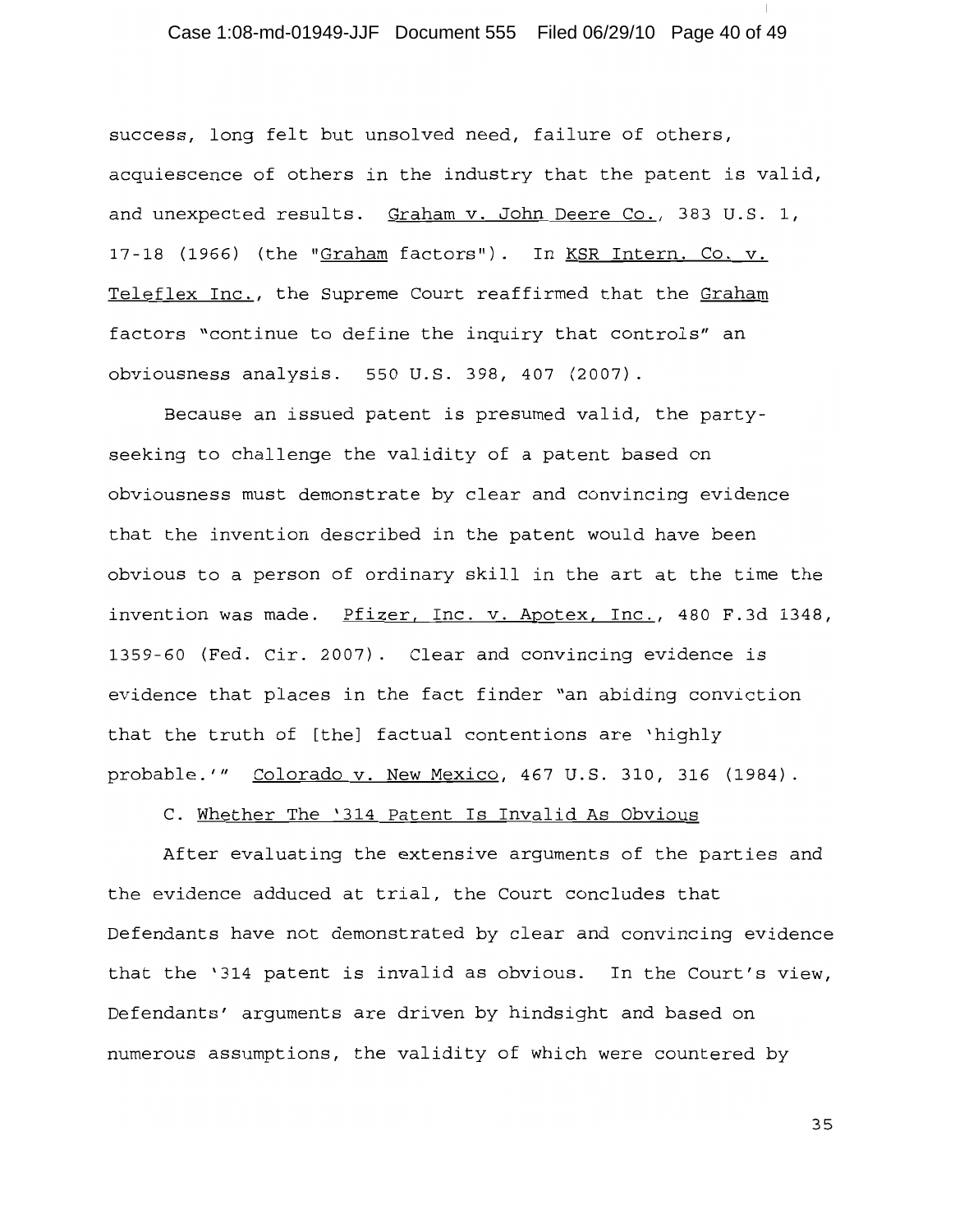success, long felt but unsolved need, failure of others, acquiescence of others in the industry that the patent is valid, and unexpected results. Graham v. John Deere Co., 383 U.S. 1, 17-18 (1966) (the "Graham factors"). In KSR Intern. Co. v. Teleflex Inc., the Supreme Court reaffirmed that the Graham factors "continue to define the inquiry that controls" an obviousness analysis. 550 U.S. 398, 407 (2007).

Because an issued patent is presumed valid, the party-seeking to challenge the validity of a patent based on obviousness must demonstrate by clear and convincing evidence that the invention described in the patent would have been obvious to a person of ordinary skill in the art at the time the invention was made. Pfizer, Inc. v. Apotex, Inc., 480 F.3d 1348, 1359-60 (Fed. Cir. 2007). Clear and convincing evidence is evidence that places in the fact finder "an abiding conviction that the truth of [the] factual contentions are 'highly probable.'" Colorado v. New Mexico, 467 U.S. 310, 316 (1984).

C. Whether The '314 Patent Is Invalid As Obvious

After evaluating the extensive arguments of the parties and the evidence adduced at trial, the Court concludes that Defendants have not demonstrated by clear and convincing evidence that the '314 patent is invalid as obvious. In the Court's view, Defendants' arguments are driven by hindsight and based on numerous assumptions, the validity of which were countered by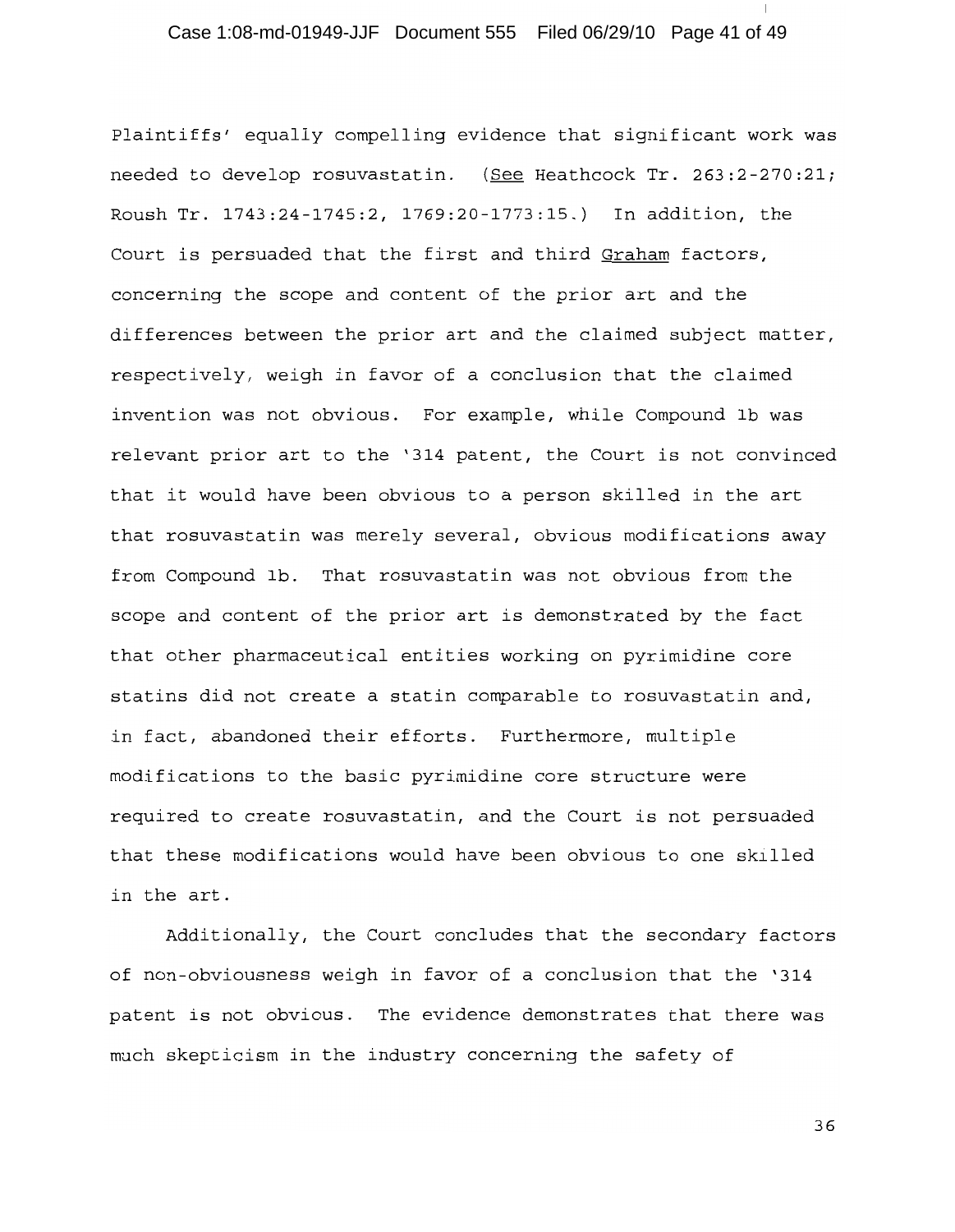Plaintiffs' equally compelling evidence that significant work was needed to develop rosuvastatin. (See Heathcock Tr. 263:2-270:21; Roush Tr. 1743:24-1745:2, 1769:20-1773:15.) In addition, the Court is persuaded that the first and third Graham factors, concerning the scope and content of the prior art and the differences between the prior art and the claimed subject matter, respectively, weigh in favor of a conclusion that the claimed invention was not obvious. For example, while Compound 1b was relevant prior art to the '314 patent, the Court is not convinced that it would have been obvious to a person skilled in the art that rosuvastatin was merely several, obvious modifications away from Compound 1b. That rosuvastatin was not obvious from the scope and content of the prior art is demonstrated by the fact that other pharmaceutical entities working on pyrimidine core statins did not create a statin comparable to rosuvastatin and, in fact, abandoned their efforts. Furthermore, multiple modifications to the basic pyrimidine core structure were required to create rosuvastatin, and the Court is not persuaded that these modifications would have been obvious to one skilled in the art.

Additionally, the Court concludes that the secondary factors of non-obviousness weigh in favor of a conclusion that the '314 patent is not obvious. The evidence demonstrates that there was much skepticism in the industry concerning the safety of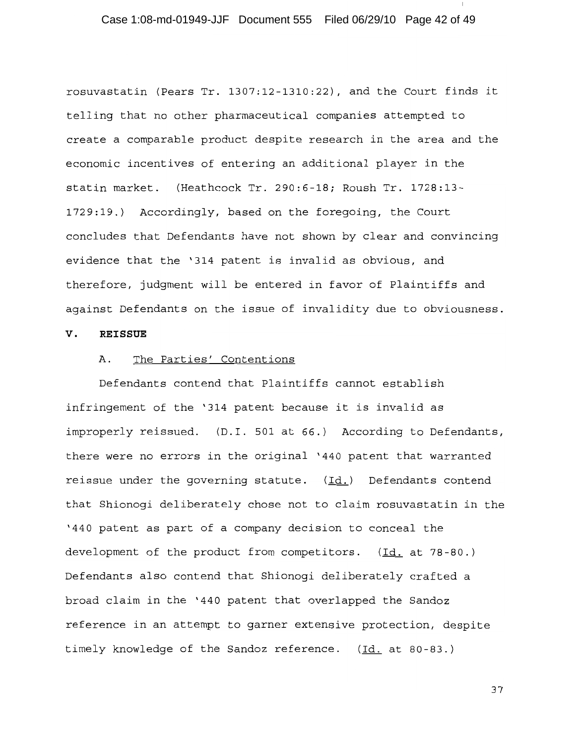rosuvastatin (Pears Tr. 1307:12-1310:22), and the Court finds it telling that no other pharmaceutical companies attempted to create a comparable product despite research in the area and the economic incentives of entering an additional player in the statin market. (Heathcock Tr. 290:6-18; Roush Tr. 1728:13-1729:19.) Accordingly, based on the foregoing, the Court concludes that Defendants have not shown by clear and convincing evidence that the '314 patent is invalid as obvious, and therefore, judgment will be entered in favor of Plaintiffs and against Defendants on the issue of invalidity due to obviousness.

## V. REISSUE

### A. The Parties' Contentions

Defendants contend that Plaintiffs cannot establish infringement of the '314 patent because it is invalid as improperly reissued. (D.I. 501 at 66.) According to Defendants, there were no errors in the original '440 patent that warranted reissue under the governing statute. (Id.) Defendants contend that Shionogi deliberately chose not to claim rosuvastatin in the '440 patent as part of a company decision to conceal the development of the product from competitors. (Id. at 78-80.) Defendants also contend that Shionogi deliberately crafted a broad claim in the '440 patent that overlapped the Sandoz reference in an attempt to garner extensive protection, despite timely knowledge of the Sandoz reference. (Id. at 80-83.)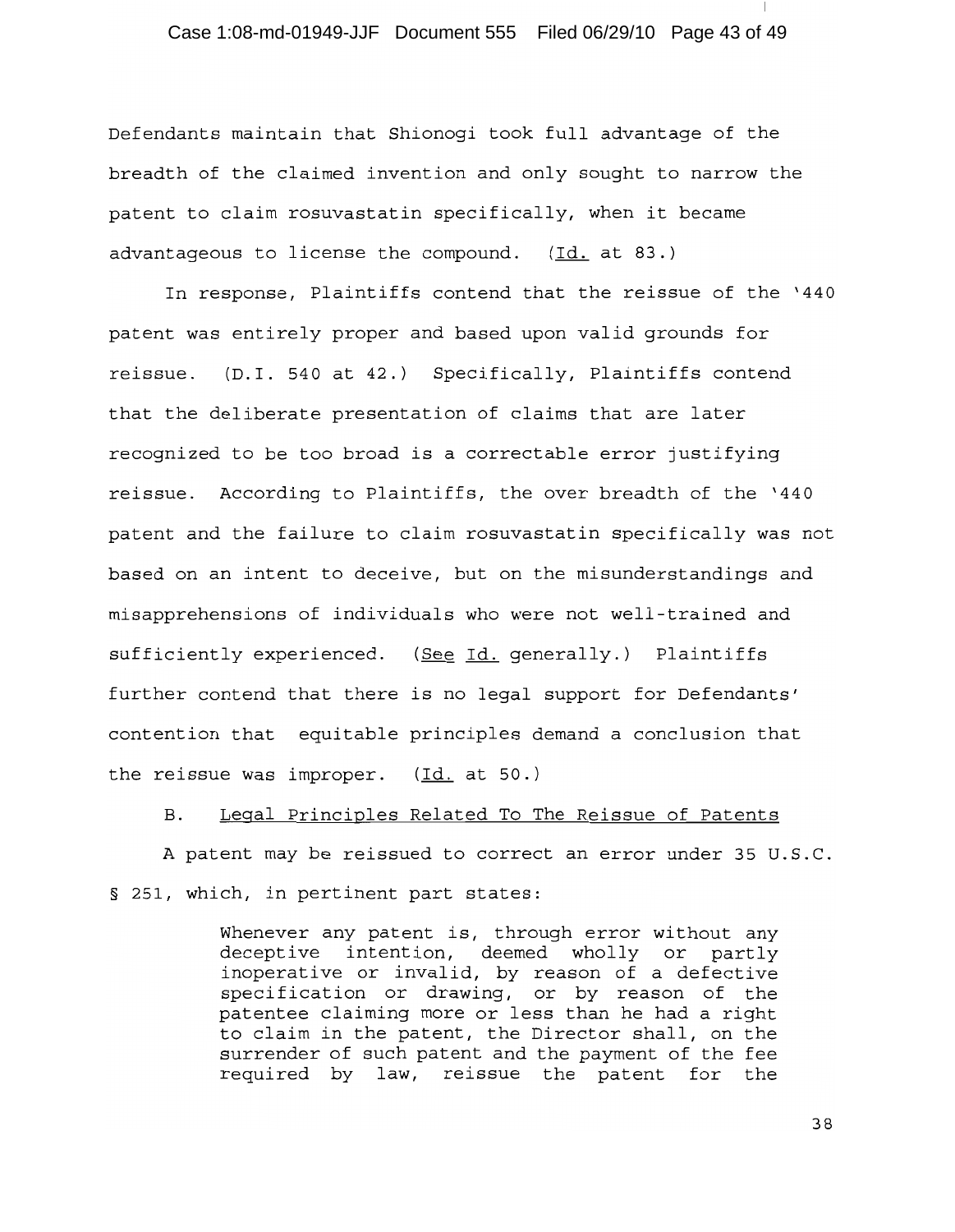Defendants maintain that Shionogi took full advantage of the breadth of the claimed invention and only sought to narrow the patent to claim rosuvastatin specifically, when it became advantageous to license the compound. (Id. at 83.)

In response, Plaintiffs contend that the reissue of the '440 patent was entirely proper and based upon valid grounds for reissue. (D.I. 540 at 42.) Specifically, Plaintiffs contend that the deliberate presentation of claims that are later recognized to be too broad is a correctable error justifying reissue. According to Plaintiffs, the over breadth of the '440 patent and the failure to claim rosuvastatin specifically was not based on an intent to deceive, but on the misunderstandings and misapprehensions of individuals who were not well-trained and sufficiently experienced. (See Id. generally.) Plaintiffs further contend that there is no legal support for Defendants' contention that equitable principles demand a conclusion that the reissue was improper. (Id. at 50.)

B. Legal Principles Related To The Reissue of Patents

A patent may be reissued to correct an error under 35 U.S.C. § 251, which, in pertinent part states:

> Whenever any patent is, through error without any deceptive intention, deemed wholly or partly inoperative or invalid, by reason of a defective specification or drawing, or by reason of the patentee claiming more or less than he had a right to claim in the patent, the Director shall, on the surrender of such patent and the payment of the fee required by law, reissue the patent for the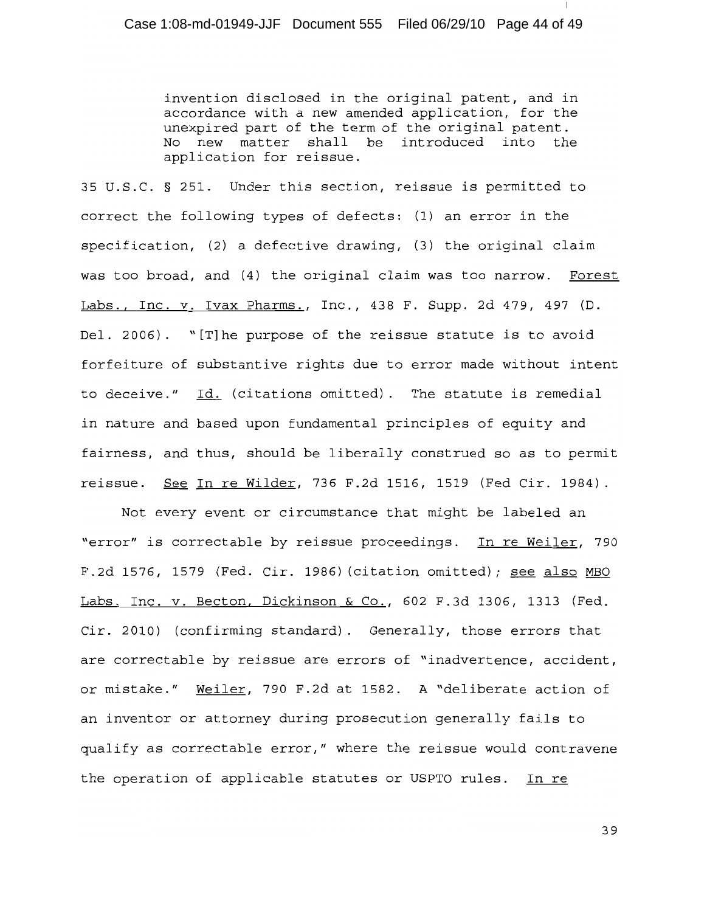> invention disclosed in the original patent, and in accordance with a new amended application, for the unexpired part of the term of the original patent. No new matter shall be introduced into the application for reissue.

35 U.S.C. § 251. Under this section, reissue is permitted to correct the following types of defects: (1) an error in the specification, (2) a defective drawing, (3) the original claim was too broad, and (4) the original claim was too narrow. Forest Labs., Inc. v. Ivax Pharms., Inc., 438 F. Supp. 2d 479, 497 (D. Del. 2006). "[T]he purpose of the reissue statute is to avoid forfeiture of substantive rights due to error made without intent to deceive." Id. (citations omitted). The statute is remedial in nature and based upon fundamental principles of equity and fairness, and thus, should be liberally construed so as to permit reissue. See In re Wilder, 736 F.2d 1516, 1519 (Fed Cir. 1984).

Not every event or circumstance that might be labeled an "error" is correctable by reissue proceedings. In re Weiler, 790 F.2d 1576, 1579 (Fed. Cir. 1986) (citation omitted); see also MBO Labs. Inc. v. Becton, Dickinson & Co., 602 F.3d 1306, 1313 (Fed. Cir. 2010) (confirming standard). Generally, those errors that are correctable by reissue are errors of "inadvertence, accident, or mistake." Weiler, 790 F.2d at 1582. A "deliberate action of an inventor or attorney during prosecution generally fails to qualify as correctable error," where the reissue would contravene the operation of applicable statutes or USPTO rules. In re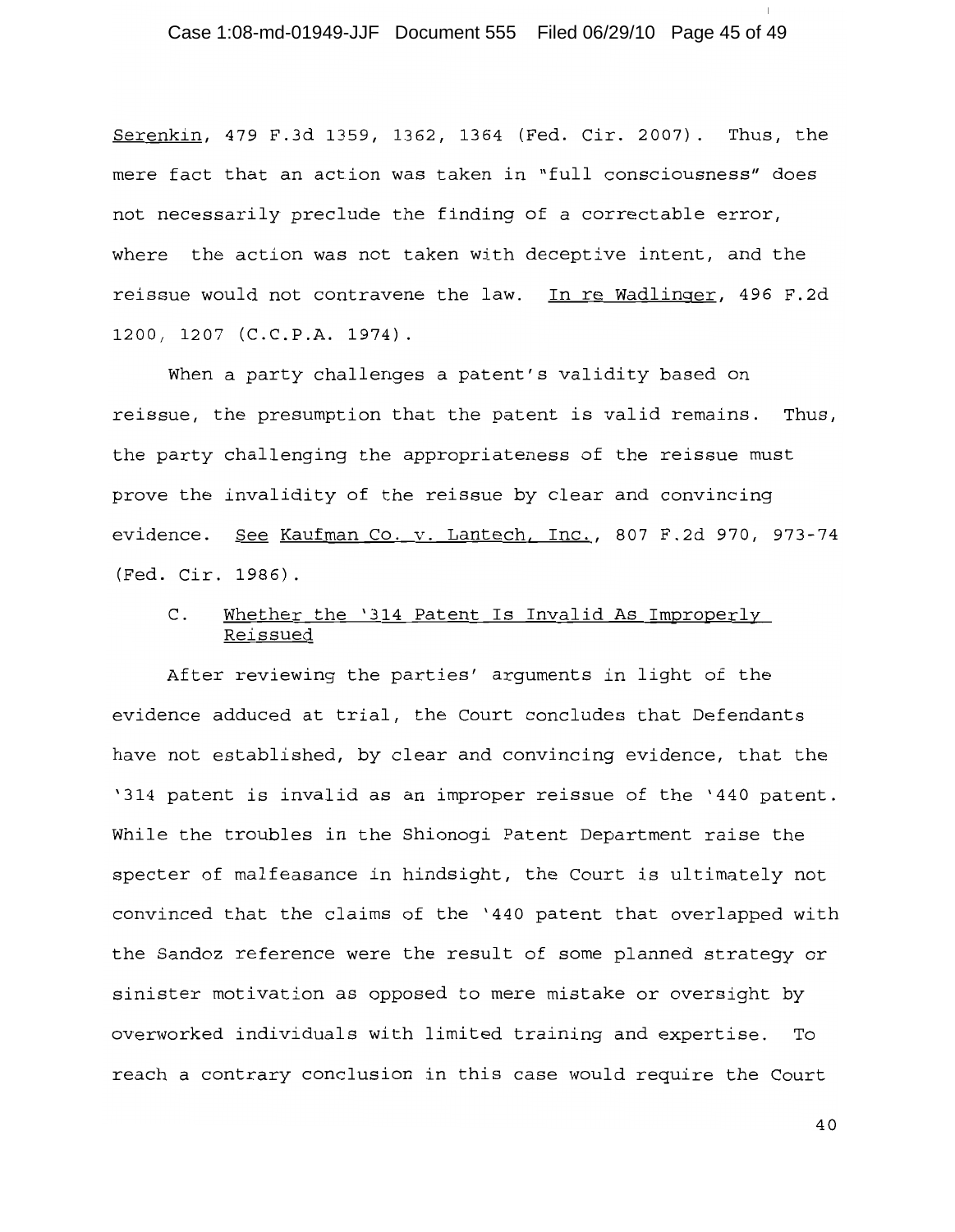Serenkin, 479 F.3d 1359, 1362, 1364 (Fed. Cir. 2007). Thus, the mere fact that an action was taken in "full consciousness" does not necessarily preclude the finding of a correctable error, where the action was not taken with deceptive intent, and the reissue would not contravene the law. In re Wadlinger, 496 F.2d 1200, 1207 (C.C.P.A. 1974).

When a party challenges a patent's validity based on reissue, the presumption that the patent is valid remains. Thus, the party challenging the appropriateness of the reissue must prove the invalidity of the reissue by clear and convincing evidence. See Kaufman Co. v. Lantech, Inc., 807 F.2d 970, 973-74 (Fed. Cir. 1986).

### C. Whether the '314 Patent Is Invalid As Improperly Reissued

After reviewing the parties' arguments in light of the evidence adduced at trial, the Court concludes that Defendants have not established, by clear and convincing evidence, that the '314 patent is invalid as an improper reissue of the '440 patent. While the troubles in the Shionogi Patent Department raise the specter of malfeasance in hindsight, the Court is ultimately not convinced that the claims of the '440 patent that overlapped with the Sandoz reference were the result of some planned strategy or sinister motivation as opposed to mere mistake or oversight by overworked individuals with limited training and expertise. To reach a contrary conclusion in this case would require the Court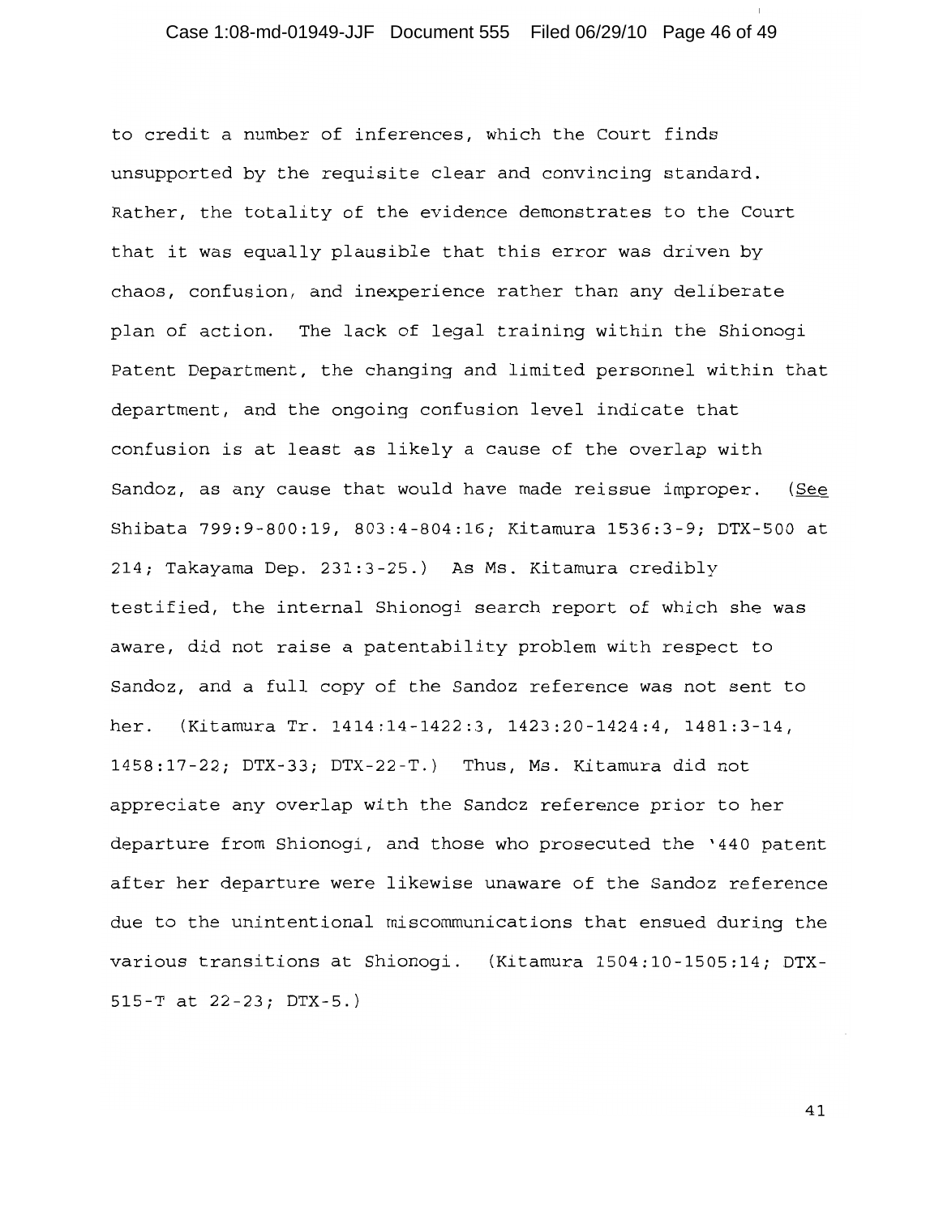to credit a number of inferences, which the Court finds unsupported by the requisite clear and convincing standard. Rather, the totality of the evidence demonstrates to the Court that it was equally plausible that this error was driven by chaos, confusion, and inexperience rather than any deliberate plan of action. The lack of legal training within the Shionogi Patent Department, the changing and limited personnel within that department, and the ongoing confusion level indicate that confusion is at least as likely a cause of the overlap with Sandoz, as any cause that would have made reissue improper. (See Shibata 799:9-800:19, 803:4-804:16; Kitamura 1536:3-9; DTX-500 at 214; Takayama Dep. 231:3-25.) As Ms. Kitamura credibly testified, the internal Shionogi search report of which she was aware, did not raise a patentability problem with respect to Sandoz, and a full copy of the Sandoz reference was not sent to her. (Kitamura Tr. 1414:14-1422:3, 1423:20-1424:4, 1481:3-14, 1458:17-22; DTX-33; DTX-22-T.) Thus, Ms. Kitamura did not appreciate any overlap with the Sandoz reference prior to her departure from Shionogi, and those who prosecuted the '440 patent after her departure were likewise unaware of the Sandoz reference due to the unintentional miscommunications that ensued during the various transitions at Shionogi. (Kitamura 1504:10-1505:14; DTX-515-T at 22-23; DTX-5.)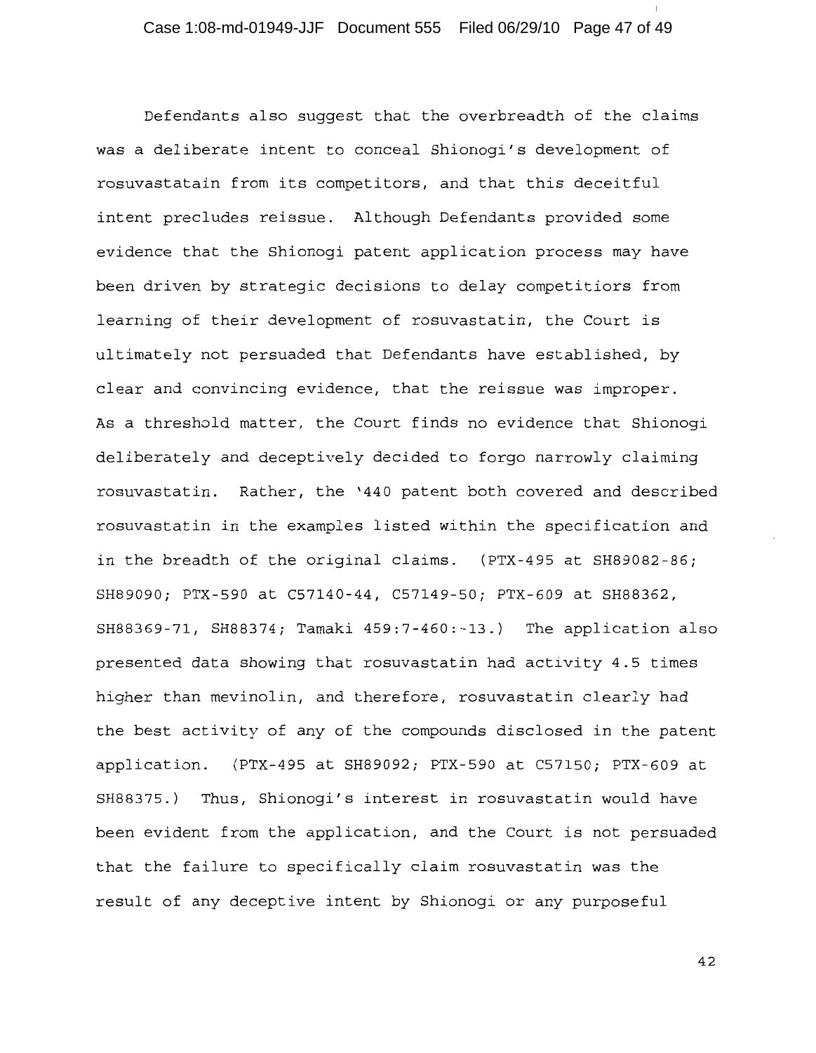Defendants also suggest that the overbreadth of the claims was a deliberate intent to conceal Shionogi's development of rosuvastatain from its competitors, and that this deceitful intent precludes reissue. Although Defendants provided some evidence that the Shionogi patent application process may have been driven by strategic decisions to delay competitiors from learning of their development of rosuvastatin, the Court is ultimately not persuaded that Defendants have established, by clear and convincing evidence, that the reissue was improper. As a threshold matter, the Court finds no evidence that Shionogi deliberately and deceptively decided to forgo narrowly claiming rosuvastatin. Rather, the '440 patent both covered and described rosuvastatin in the examples listed within the specification and in the breadth of the original claims. (PTX-495 at SH89082-86; SH89090; PTX-590 at C57140-44, C57149-50; PTX-609 at SH88362, SH88369-71, SH88374; Tamaki 459:7-460:-13.) The application also presented data showing that rosuvastatin had activity 4.5 times higher than mevinolin, and therefore, rosuvastatin clearly had the best activity of any of the compounds disclosed in the patent application. (PTX-495 at SH89092; PTX-590 at C57150; PTX-609 at SH88375.) Thus, Shionogi's interest in rosuvastatin would have been evident from the application, and the Court is not persuaded that the failure to specifically claim rosuvastatin was the result of any deceptive intent by Shionogi or any purposeful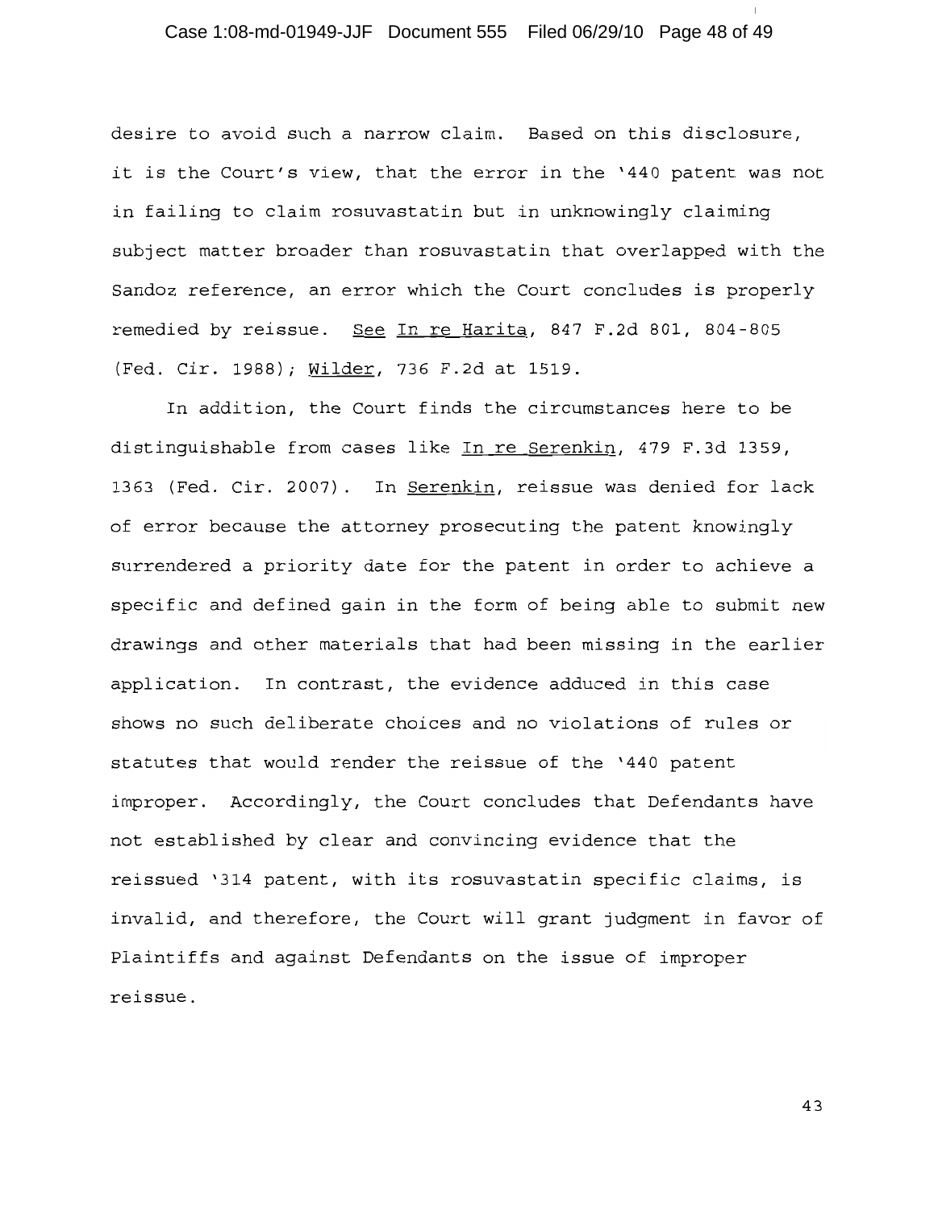desire to avoid such a narrow claim. Based on this disclosure, it is the Court's view, that the error in the '440 patent was not in failing to claim rosuvastatin but in unknowingly claiming subject matter broader than rosuvastatin that overlapped with the Sandoz reference, an error which the Court concludes is properly remedied by reissue. See In re Harita, 847 F.2d 801, 804-805 (Fed. Cir. 1988); Wilder, 736 F.2d at 1519.

In addition, the Court finds the circumstances here to be distinguishable from cases like In re Serenkin, 479 F.3d 1359, 1363 (Fed. Cir. 2007). In Serenkin, reissue was denied for lack of error because the attorney prosecuting the patent knowingly surrendered a priority date for the patent in order to achieve a specific and defined gain in the form of being able to submit new drawings and other materials that had been missing in the earlier application. In contrast, the evidence adduced in this case shows no such deliberate choices and no violations of rules or statutes that would render the reissue of the '440 patent improper. Accordingly, the Court concludes that Defendants have not established by clear and convincing evidence that the reissued '314 patent, with its rosuvastatin specific claims, is invalid, and therefore, the Court will grant judgment in favor of Plaintiffs and against Defendants on the issue of improper reissue.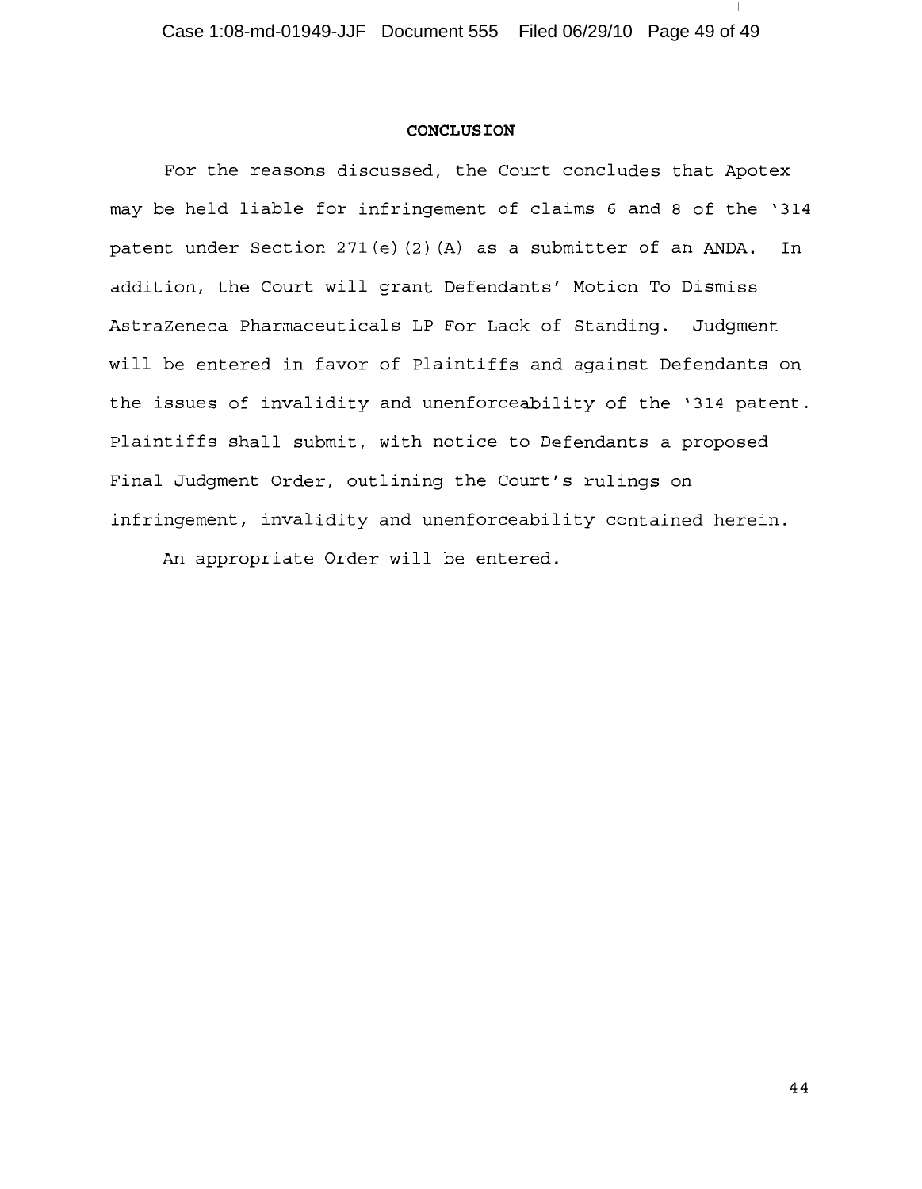## CONCLUSION

For the reasons discussed, the Court concludes that Apotex may be held liable for infringement of claims 6 and 8 of the '314 patent under Section 271(e)(2)(A) as a submitter of an ANDA. In addition, the Court will grant Defendants' Motion To Dismiss AstraZeneca Pharmaceuticals LP For Lack of Standing. Judgment will be entered in favor of Plaintiffs and against Defendants on the issues of invalidity and unenforceability of the '314 patent. Plaintiffs shall submit, with notice to Defendants a proposed Final Judgment Order, outlining the Court's rulings on infringement, invalidity and unenforceability contained herein.

An appropriate Order will be entered.